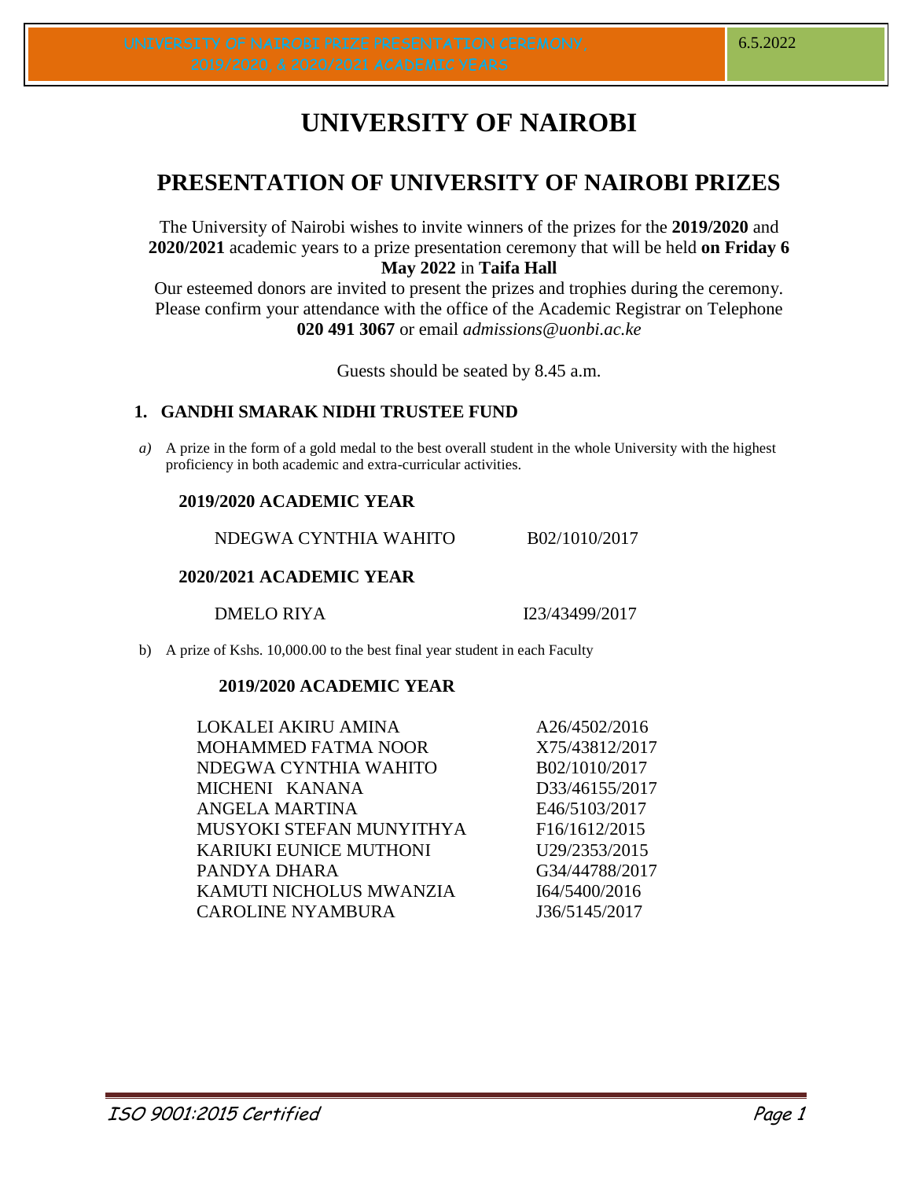# UNIVERSITY OF NAIROBI

## PRESENTATION OF UNIVERSITY OF NAIROBI PRIZES

The University of Nairobi wishes to invite winners of the prizes for the **2019/2020** and **2020/2021** academic years to a prize presentation ceremony that will be held **on Friday 6 May 2022** in **Taifa Hall**

Our esteemed donors are invited to present the prizes and trophies during the ceremony. Please confirm your attendance with the office of the Academic Registrar on Telephone **020 491 3067** or email *admissions@uonbi.ac.ke*

Guests should be seated by 8.45 a.m.

### 1. GANDHI SMARAK NIDHI TRUSTEE FUND

*a)* A prize in the form of a gold medal to the best overall student in the whole University with the highest proficiency in both academic and extra-curricular activities.

**2019/2020 ACADEMIC YEAR**

| | |
|---|---|
| NDEGWA CYNTHIA WAHITO | B02/1010/2017 |

**2020/2021 ACADEMIC YEAR**

| | |
|---|---|
| DMELO RIYA | I23/43499/2017 |

b) A prize of Kshs. 10,000.00 to the best final year student in each Faculty

**2019/2020 ACADEMIC YEAR**

| | |
|---|---|
| LOKALEI AKIRU AMINA | A26/4502/2016 |
| MOHAMMED FATMA NOOR | X75/43812/2017 |
| NDEGWA CYNTHIA WAHITO | B02/1010/2017 |
| MICHENI KANANA | D33/46155/2017 |
| ANGELA MARTINA | E46/5103/2017 |
| MUSYOKI STEFAN MUNYITHYA | F16/1612/2015 |
| KARIUKI EUNICE MUTHONI | U29/2353/2015 |
| PANDYA DHARA | G34/44788/2017 |
| KAMUTI NICHOLUS MWANZIA | I64/5400/2016 |
| CAROLINE NYAMBURA | J36/5145/2017 |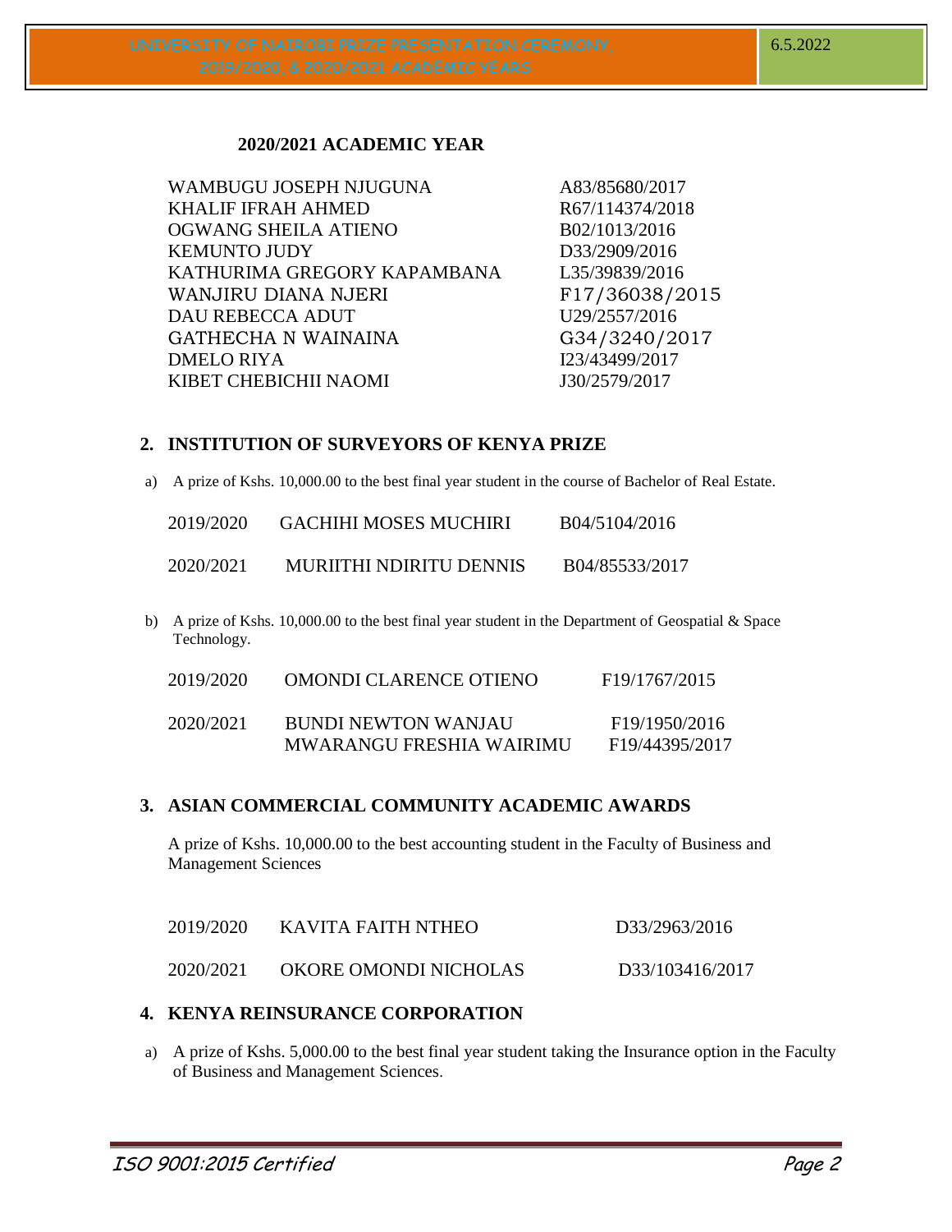**2020/2021 ACADEMIC YEAR**

| | |
|---|---|
| WAMBUGU JOSEPH NJUGUNA | A83/85680/2017 |
| KHALIF IFRAH AHMED | R67/114374/2018 |
| OGWANG SHEILA ATIENO | B02/1013/2016 |
| KEMUNTO JUDY | D33/2909/2016 |
| KATHURIMA GREGORY KAPAMBANA | L35/39839/2016 |
| WANJIRU DIANA NJERI | F17/36038/2015 |
| DAU REBECCA ADUT | U29/2557/2016 |
| GATHECHA N WAINAINA | G34/3240/2017 |
| DMELO RIYA | I23/43499/2017 |
| KIBET CHEBICHII NAOMI | J30/2579/2017 |

## 2. INSTITUTION OF SURVEYORS OF KENYA PRIZE

a) A prize of Kshs. 10,000.00 to the best final year student in the course of Bachelor of Real Estate.

| | | |
|---|---|---|
| 2019/2020 | GACHIHI MOSES MUCHIRI | B04/5104/2016 |
| 2020/2021 | MURIITHI NDIRITU DENNIS | B04/85533/2017 |

b) A prize of Kshs. 10,000.00 to the best final year student in the Department of Geospatial & Space Technology.

| | | |
|---|---|---|
| 2019/2020 | OMONDI CLARENCE OTIENO | F19/1767/2015 |
| 2020/2021 | BUNDI NEWTON WANJAU | F19/1950/2016 |
| | MWARANGU FRESHIA WAIRIMU | F19/44395/2017 |

## 3. ASIAN COMMERCIAL COMMUNITY ACADEMIC AWARDS

A prize of Kshs. 10,000.00 to the best accounting student in the Faculty of Business and Management Sciences

| | | |
|---|---|---|
| 2019/2020 | KAVITA FAITH NTHEO | D33/2963/2016 |
| 2020/2021 | OKORE OMONDI NICHOLAS | D33/103416/2017 |

## 4. KENYA REINSURANCE CORPORATION

a) A prize of Kshs. 5,000.00 to the best final year student taking the Insurance option in the Faculty of Business and Management Sciences.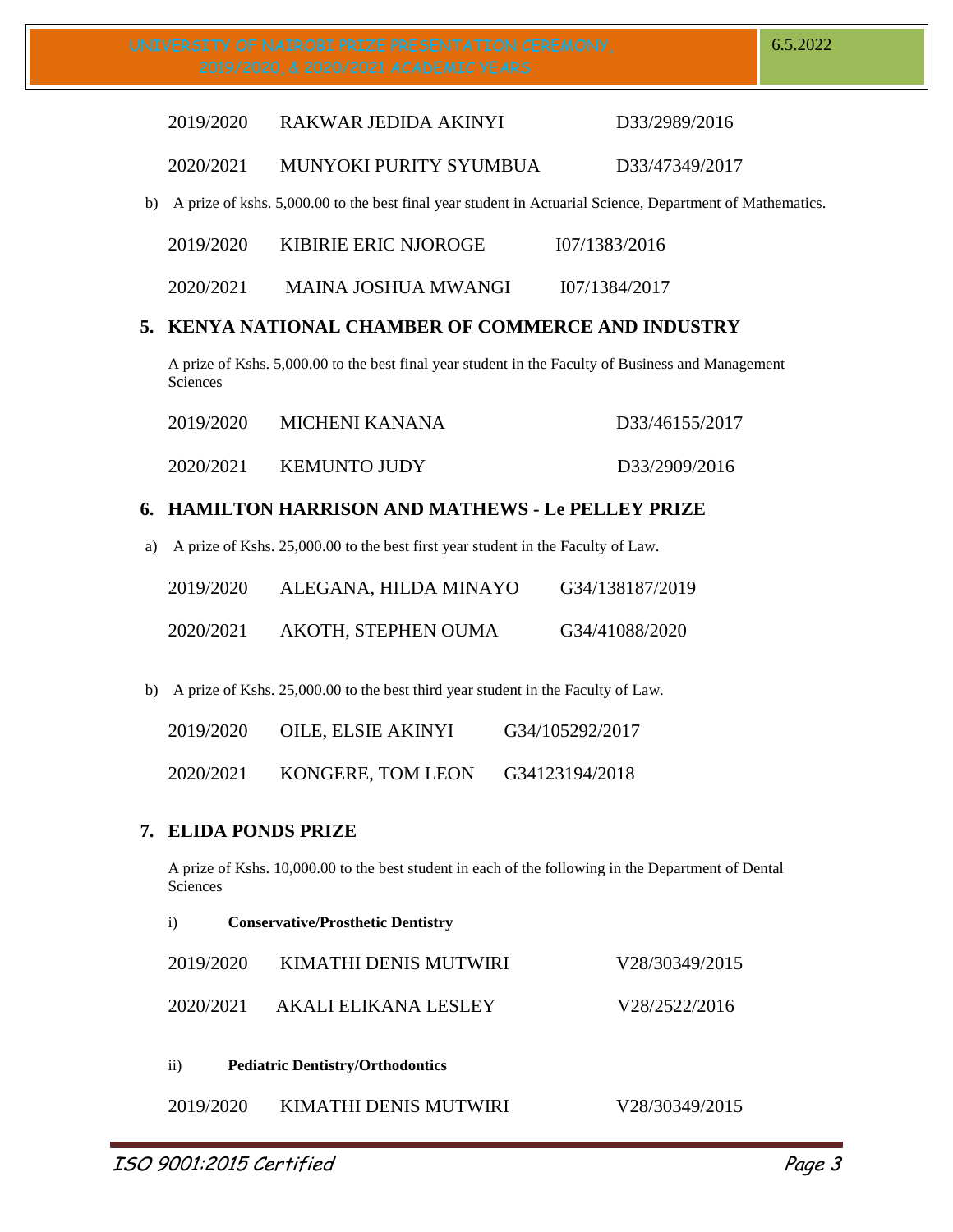| | | |
|---|---|---|
| 2019/2020 | RAKWAR JEDIDA AKINYI | D33/2989/2016 |
| 2020/2021 | MUNYOKI PURITY SYUMBUA | D33/47349/2017 |

b) A prize of kshs. 5,000.00 to the best final year student in Actuarial Science, Department of Mathematics.

| | | |
|---|---|---|
| 2019/2020 | KIBIRIE ERIC NJOROGE | I07/1383/2016 |
| 2020/2021 | MAINA JOSHUA MWANGI | I07/1384/2017 |

## 5. KENYA NATIONAL CHAMBER OF COMMERCE AND INDUSTRY

A prize of Kshs. 5,000.00 to the best final year student in the Faculty of Business and Management Sciences

| | | |
|---|---|---|
| 2019/2020 | MICHENI KANANA | D33/46155/2017 |
| 2020/2021 | KEMUNTO JUDY | D33/2909/2016 |

## 6. HAMILTON HARRISON AND MATHEWS - Le PELLEY PRIZE

a) A prize of Kshs. 25,000.00 to the best first year student in the Faculty of Law.

| | | |
|---|---|---|
| 2019/2020 | ALEGANA, HILDA MINAYO | G34/138187/2019 |
| 2020/2021 | AKOTH, STEPHEN OUMA | G34/41088/2020 |

b) A prize of Kshs. 25,000.00 to the best third year student in the Faculty of Law.

| | | |
|---|---|---|
| 2019/2020 | OILE, ELSIE AKINYI | G34/105292/2017 |
| 2020/2021 | KONGERE, TOM LEON | G34123194/2018 |

## 7. ELIDA PONDS PRIZE

A prize of Kshs. 10,000.00 to the best student in each of the following in the Department of Dental Sciences

i) **Conservative/Prosthetic Dentistry**

| | | |
|---|---|---|
| 2019/2020 | KIMATHI DENIS MUTWIRI | V28/30349/2015 |
| 2020/2021 | AKALI ELIKANA LESLEY | V28/2522/2016 |

ii) **Pediatric Dentistry/Orthodontics**

| | | |
|---|---|---|
| 2019/2020 | KIMATHI DENIS MUTWIRI | V28/30349/2015 |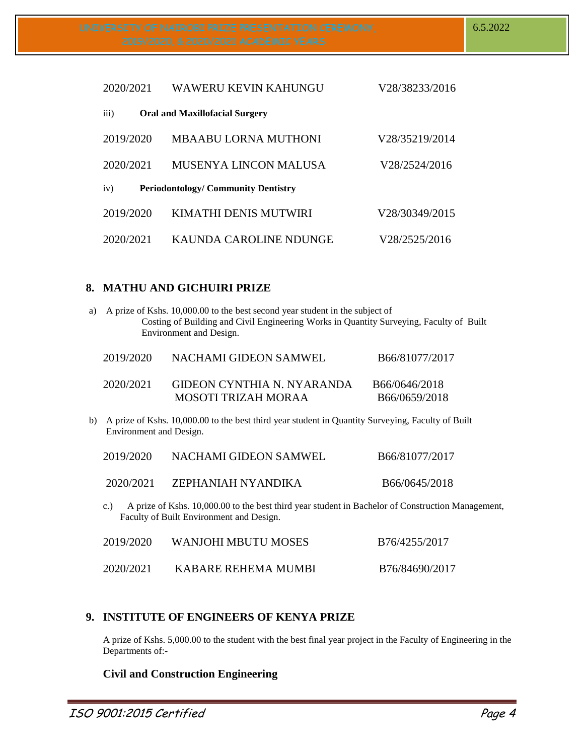| | | |
|---|---|---|
| 2020/2021 | WAWERU KEVIN KAHUNGU | V28/38233/2016 |

iii) **Oral and Maxillofacial Surgery**

| | | |
|---|---|---|
| 2019/2020 | MBAABU LORNA MUTHONI | V28/35219/2014 |
| 2020/2021 | MUSENYA LINCON MALUSA | V28/2524/2016 |

iv) **Periodontology/ Community Dentistry**

| | | |
|---|---|---|
| 2019/2020 | KIMATHI DENIS MUTWIRI | V28/30349/2015 |
| 2020/2021 | KAUNDA CAROLINE NDUNGE | V28/2525/2016 |

## 8. MATHU AND GICHUIRI PRIZE

a) A prize of Kshs. 10,000.00 to the best second year student in the subject of Costing of Building and Civil Engineering Works in Quantity Surveying, Faculty of Built Environment and Design.

| | | |
|---|---|---|
| 2019/2020 | NACHAMI GIDEON SAMWEL | B66/81077/2017 |
| 2020/2021 | GIDEON CYNTHIA N. NYARANDA<br>MOSOTI TRIZAH MORAA | B66/0646/2018<br>B66/0659/2018 |

b) A prize of Kshs. 10,000.00 to the best third year student in Quantity Surveying, Faculty of Built Environment and Design.

| | | |
|---|---|---|
| 2019/2020 | NACHAMI GIDEON SAMWEL | B66/81077/2017 |
| 2020/2021 | ZEPHANIAH NYANDIKA | B66/0645/2018 |

c.) A prize of Kshs. 10,000.00 to the best third year student in Bachelor of Construction Management, Faculty of Built Environment and Design.

| | | |
|---|---|---|
| 2019/2020 | WANJOHI MBUTU MOSES | B76/4255/2017 |
| 2020/2021 | KABARE REHEMA MUMBI | B76/84690/2017 |

## 9. INSTITUTE OF ENGINEERS OF KENYA PRIZE

A prize of Kshs. 5,000.00 to the student with the best final year project in the Faculty of Engineering in the Departments of:-

### Civil and Construction Engineering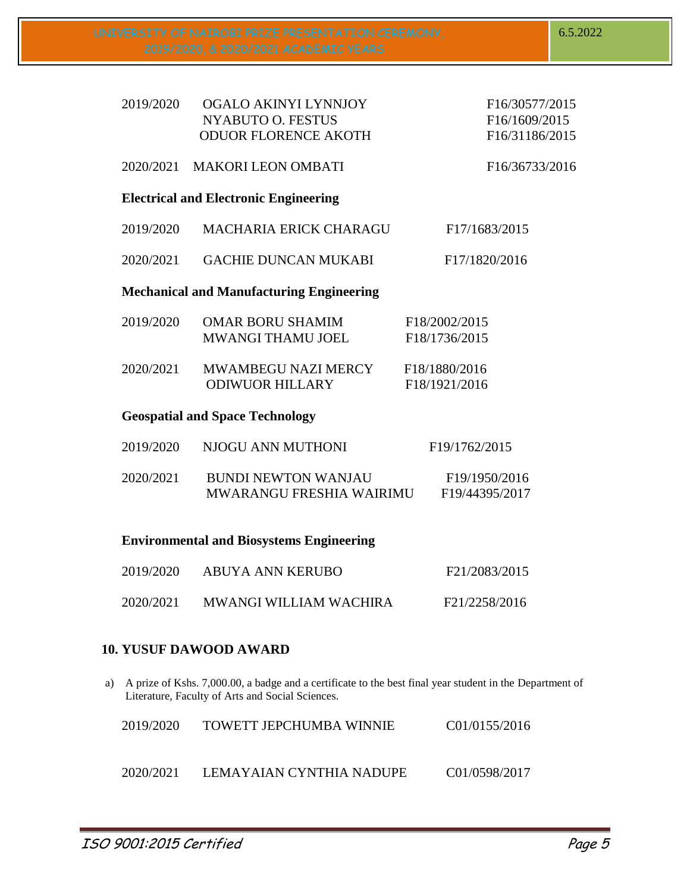| | | |
|---|---|---|
| 2019/2020 | OGALO AKINYI LYNNJOY | F16/30577/2015 |
| | NYABUTO O. FESTUS | F16/1609/2015 |
| | ODUOR FLORENCE AKOTH | F16/31186/2015 |
| 2020/2021 | MAKORI LEON OMBATI | F16/36733/2016 |

**Electrical and Electronic Engineering**

| | | |
|---|---|---|
| 2019/2020 | MACHARIA ERICK CHARAGU | F17/1683/2015 |
| 2020/2021 | GACHIE DUNCAN MUKABI | F17/1820/2016 |

**Mechanical and Manufacturing Engineering**

| | | |
|---|---|---|
| 2019/2020 | OMAR BORU SHAMIM | F18/2002/2015 |
| | MWANGI THAMU JOEL | F18/1736/2015 |
| 2020/2021 | MWAMBEGU NAZI MERCY | F18/1880/2016 |
| | ODIWUOR HILLARY | F18/1921/2016 |

**Geospatial and Space Technology**

| | | |
|---|---|---|
| 2019/2020 | NJOGU ANN MUTHONI | F19/1762/2015 |
| 2020/2021 | BUNDI NEWTON WANJAU | F19/1950/2016 |
| | MWARANGU FRESHIA WAIRIMU | F19/44395/2017 |

**Environmental and Biosystems Engineering**

| | | |
|---|---|---|
| 2019/2020 | ABUYA ANN KERUBO | F21/2083/2015 |
| 2020/2021 | MWANGI WILLIAM WACHIRA | F21/2258/2016 |

## 10. YUSUF DAWOOD AWARD

a) A prize of Kshs. 7,000.00, a badge and a certificate to the best final year student in the Department of Literature, Faculty of Arts and Social Sciences.

| | | |
|---|---|---|
| 2019/2020 | TOWETT JEPCHUMBA WINNIE | C01/0155/2016 |
| 2020/2021 | LEMAYAIAN CYNTHIA NADUPE | C01/0598/2017 |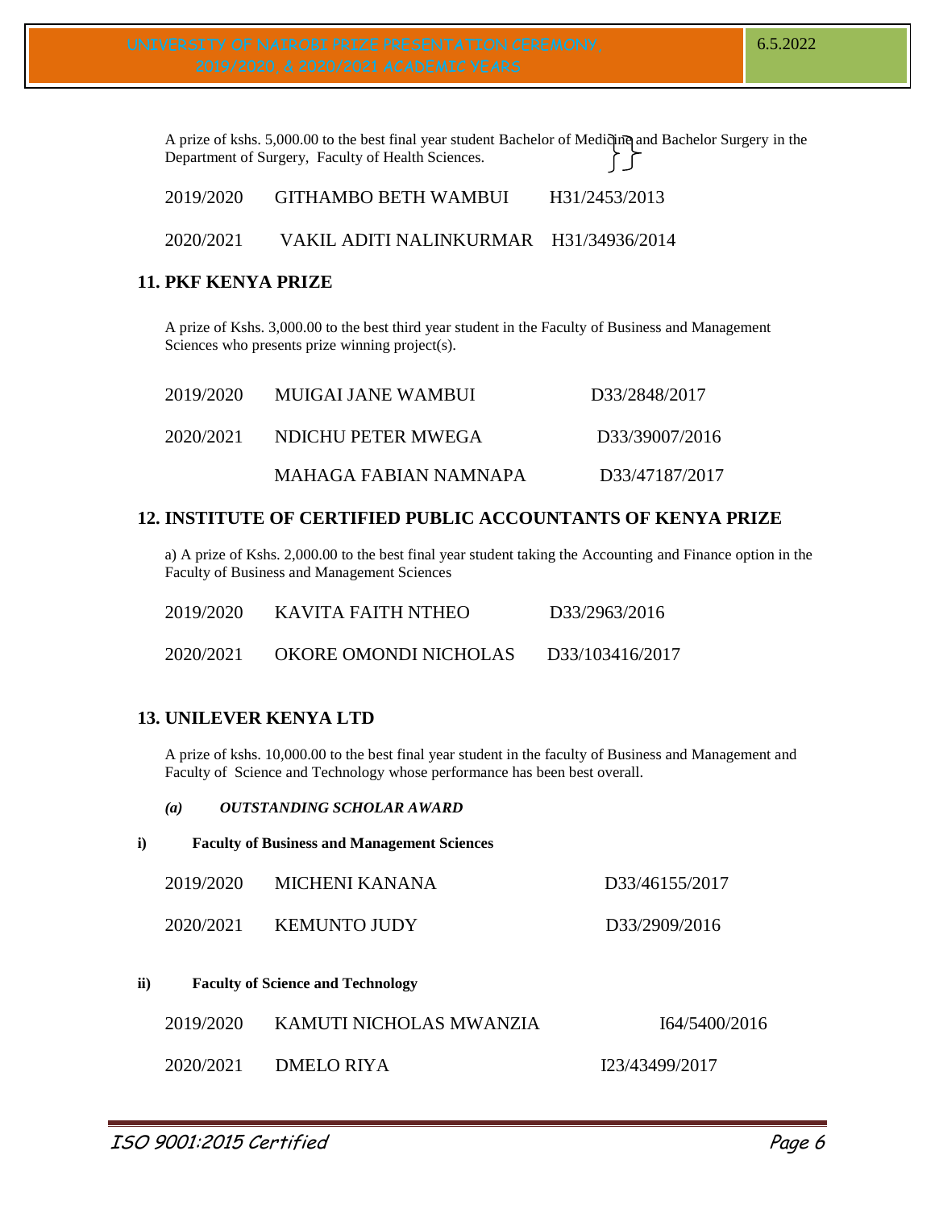A prize of kshs. 5,000.00 to the best final year student Bachelor of Medicine and Bachelor Surgery in the Department of Surgery, Faculty of Health Sciences.

| | | |
|---|---|---|
| 2019/2020 | GITHAMBO BETH WAMBUI | H31/2453/2013 |
| 2020/2021 | VAKIL ADITI NALINKURMAR | H31/34936/2014 |

## 11. PKF KENYA PRIZE

A prize of Kshs. 3,000.00 to the best third year student in the Faculty of Business and Management Sciences who presents prize winning project(s).

| | | |
|---|---|---|
| 2019/2020 | MUIGAI JANE WAMBUI | D33/2848/2017 |
| 2020/2021 | NDICHU PETER MWEGA | D33/39007/2016 |
| | MAHAGA FABIAN NAMNAPA | D33/47187/2017 |

## 12. INSTITUTE OF CERTIFIED PUBLIC ACCOUNTANTS OF KENYA PRIZE

a) A prize of Kshs. 2,000.00 to the best final year student taking the Accounting and Finance option in the Faculty of Business and Management Sciences

| | | |
|---|---|---|
| 2019/2020 | KAVITA FAITH NTHEO | D33/2963/2016 |
| 2020/2021 | OKORE OMONDI NICHOLAS | D33/103416/2017 |

## 13. UNILEVER KENYA LTD

A prize of kshs. 10,000.00 to the best final year student in the faculty of Business and Management and Faculty of Science and Technology whose performance has been best overall.

***(a) OUTSTANDING SCHOLAR AWARD***

**i) Faculty of Business and Management Sciences**

| | | |
|---|---|---|
| 2019/2020 | MICHENI KANANA | D33/46155/2017 |
| 2020/2021 | KEMUNTO JUDY | D33/2909/2016 |

**ii) Faculty of Science and Technology**

| | | |
|---|---|---|
| 2019/2020 | KAMUTI NICHOLAS MWANZIA | I64/5400/2016 |
| 2020/2021 | DMELO RIYA | I23/43499/2017 |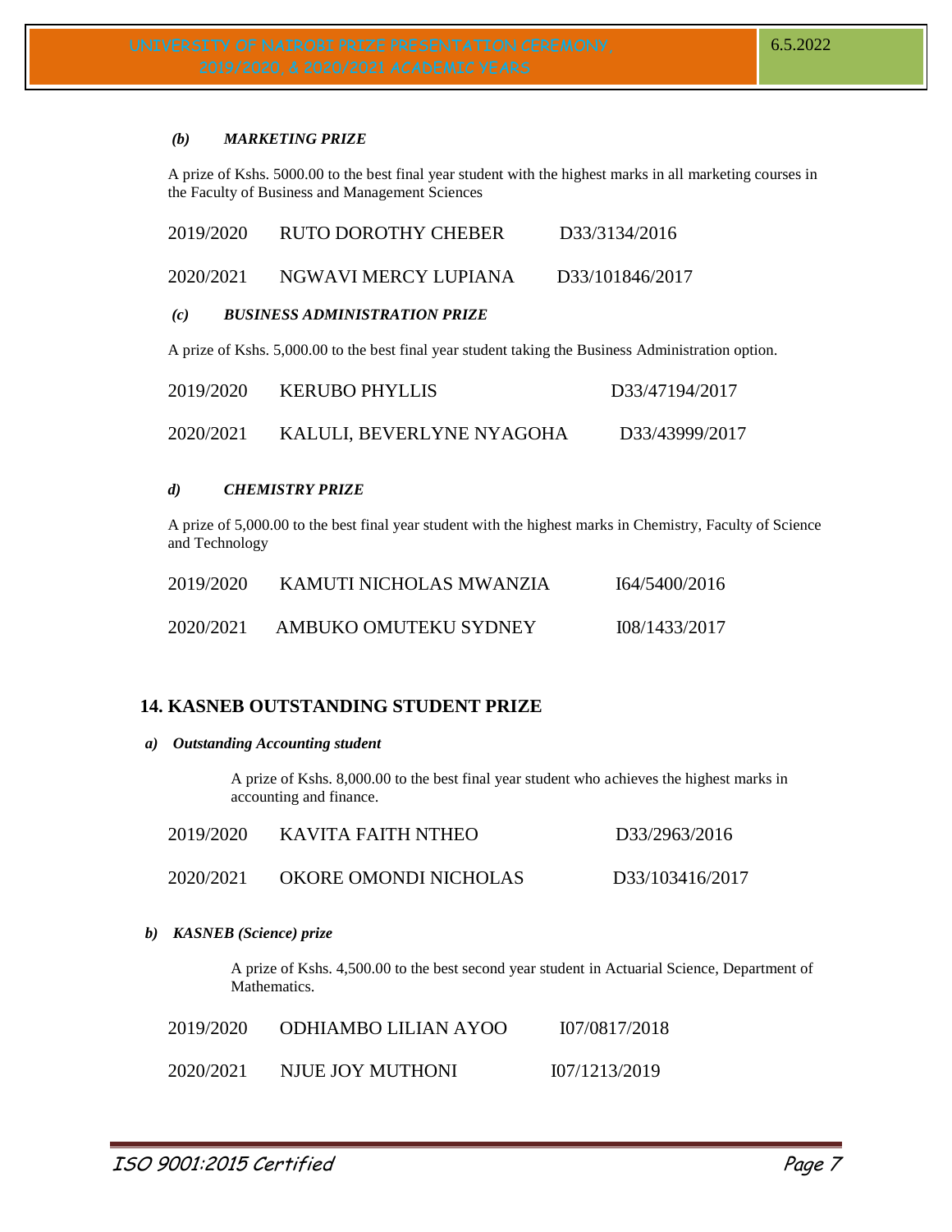### *(b) MARKETING PRIZE*

A prize of Kshs. 5000.00 to the best final year student with the highest marks in all marketing courses in the Faculty of Business and Management Sciences

| | | |
|---|---|---|
| 2019/2020 | RUTO DOROTHY CHEBER | D33/3134/2016 |
| 2020/2021 | NGWAVI MERCY LUPIANA | D33/101846/2017 |

### *(c) BUSINESS ADMINISTRATION PRIZE*

A prize of Kshs. 5,000.00 to the best final year student taking the Business Administration option.

| | | |
|---|---|---|
| 2019/2020 | KERUBO PHYLLIS | D33/47194/2017 |
| 2020/2021 | KALULI, BEVERLYNE NYAGOHA | D33/43999/2017 |

### *d) CHEMISTRY PRIZE*

A prize of 5,000.00 to the best final year student with the highest marks in Chemistry, Faculty of Science and Technology

| | | |
|---|---|---|
| 2019/2020 | KAMUTI NICHOLAS MWANZIA | I64/5400/2016 |
| 2020/2021 | AMBUKO OMUTEKU SYDNEY | I08/1433/2017 |

## 14. KASNEB OUTSTANDING STUDENT PRIZE

### *a) Outstanding Accounting student*

A prize of Kshs. 8,000.00 to the best final year student who achieves the highest marks in accounting and finance.

| | | |
|---|---|---|
| 2019/2020 | KAVITA FAITH NTHEO | D33/2963/2016 |
| 2020/2021 | OKORE OMONDI NICHOLAS | D33/103416/2017 |

### *b) KASNEB (Science) prize*

A prize of Kshs. 4,500.00 to the best second year student in Actuarial Science, Department of Mathematics.

| | | |
|---|---|---|
| 2019/2020 | ODHIAMBO LILIAN AYOO | I07/0817/2018 |
| 2020/2021 | NJUE JOY MUTHONI | I07/1213/2019 |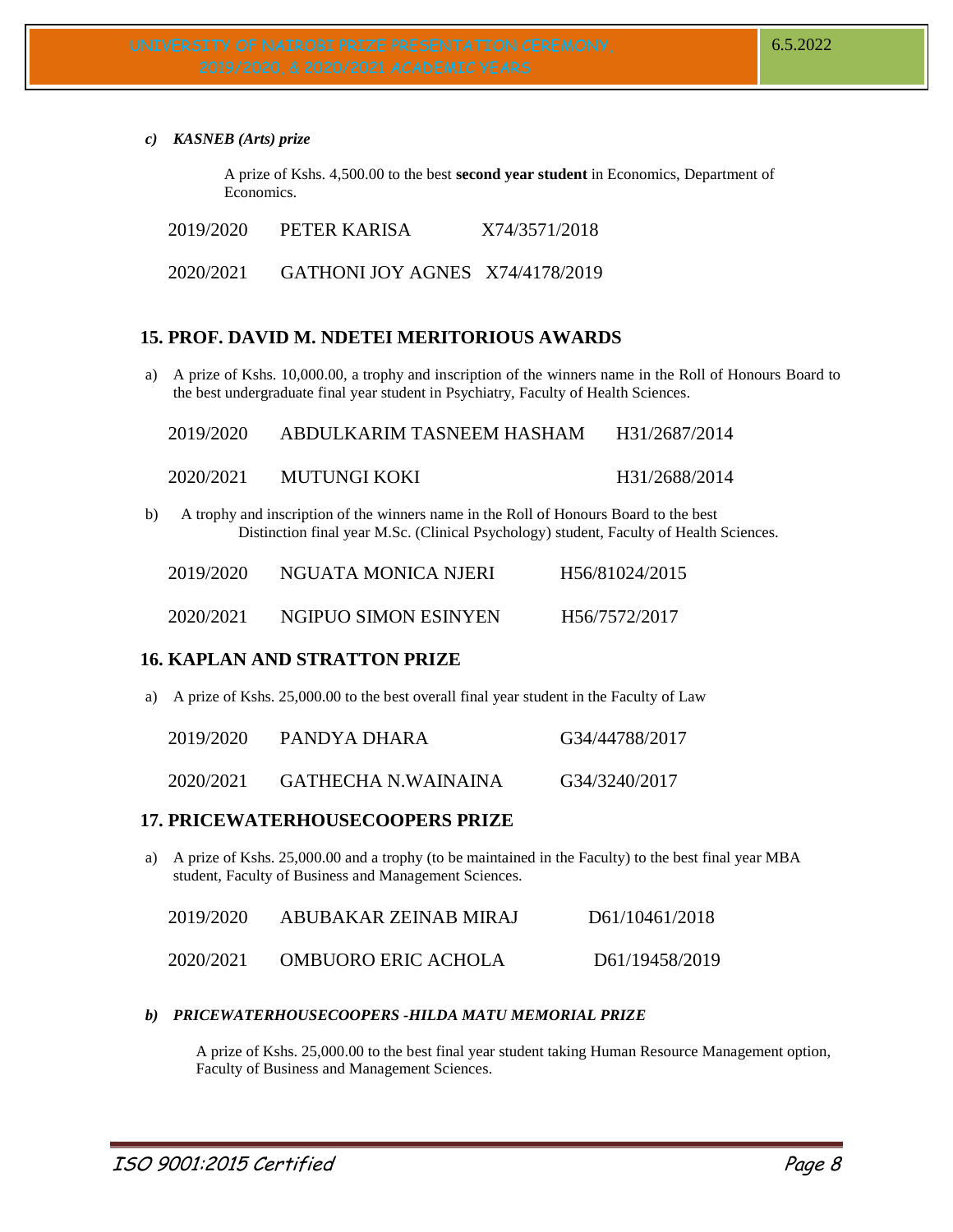***c) KASNEB (Arts) prize***

A prize of Kshs. 4,500.00 to the best **second year student** in Economics, Department of Economics.

| | | |
|---|---|---|
| 2019/2020 | PETER KARISA | X74/3571/2018 |
| 2020/2021 | GATHONI JOY AGNES | X74/4178/2019 |

## 15. PROF. DAVID M. NDETEI MERITORIOUS AWARDS

a) A prize of Kshs. 10,000.00, a trophy and inscription of the winners name in the Roll of Honours Board to the best undergraduate final year student in Psychiatry, Faculty of Health Sciences.

| | | |
|---|---|---|
| 2019/2020 | ABDULKARIM TASNEEM HASHAM | H31/2687/2014 |
| 2020/2021 | MUTUNGI KOKI | H31/2688/2014 |

b) A trophy and inscription of the winners name in the Roll of Honours Board to the best Distinction final year M.Sc. (Clinical Psychology) student, Faculty of Health Sciences.

| | | |
|---|---|---|
| 2019/2020 | NGUATA MONICA NJERI | H56/81024/2015 |
| 2020/2021 | NGIPUO SIMON ESINYEN | H56/7572/2017 |

## 16. KAPLAN AND STRATTON PRIZE

a) A prize of Kshs. 25,000.00 to the best overall final year student in the Faculty of Law

| | | |
|---|---|---|
| 2019/2020 | PANDYA DHARA | G34/44788/2017 |
| 2020/2021 | GATHECHA N.WAINAINA | G34/3240/2017 |

## 17. PRICEWATERHOUSECOOPERS PRIZE

a) A prize of Kshs. 25,000.00 and a trophy (to be maintained in the Faculty) to the best final year MBA student, Faculty of Business and Management Sciences.

| | | |
|---|---|---|
| 2019/2020 | ABUBAKAR ZEINAB MIRAJ | D61/10461/2018 |
| 2020/2021 | OMBUORO ERIC ACHOLA | D61/19458/2019 |

***b) PRICEWATERHOUSECOOPERS -HILDA MATU MEMORIAL PRIZE***

A prize of Kshs. 25,000.00 to the best final year student taking Human Resource Management option, Faculty of Business and Management Sciences.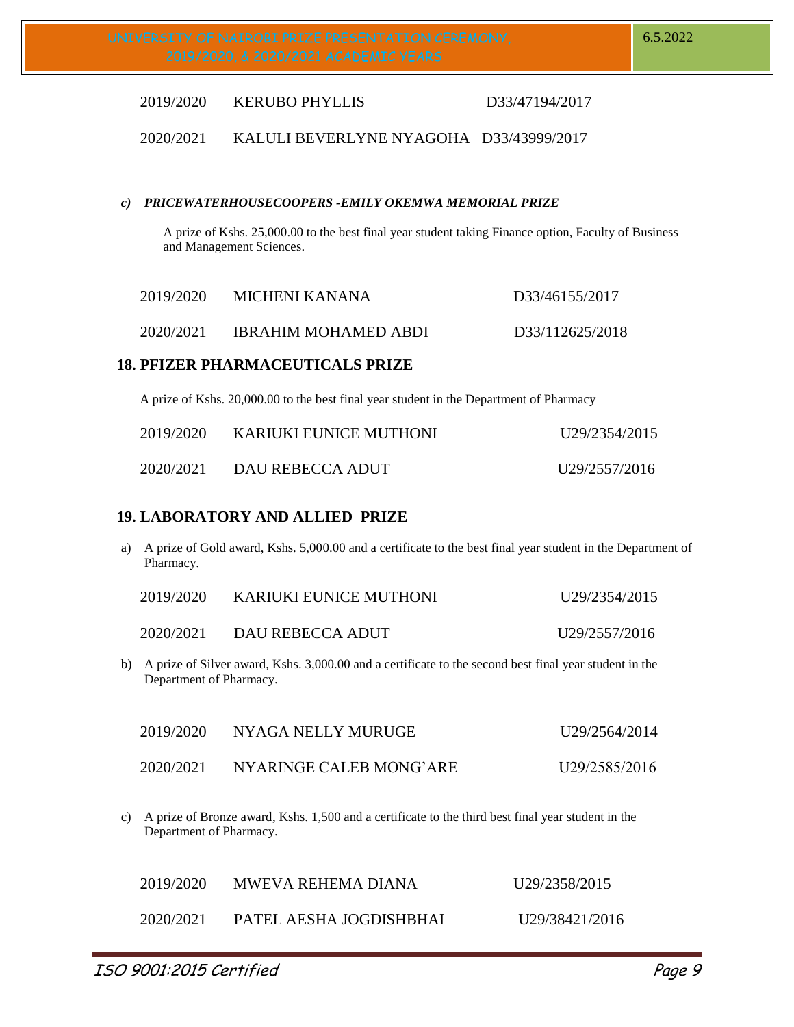| | | |
|---|---|---|
| 2019/2020 | KERUBO PHYLLIS | D33/47194/2017 |
| 2020/2021 | KALULI BEVERLYNE NYAGOHA | D33/43999/2017 |

*c) **PRICEWATERHOUSECOOPERS -EMILY OKEMWA MEMORIAL PRIZE***

A prize of Kshs. 25,000.00 to the best final year student taking Finance option, Faculty of Business and Management Sciences.

| | | |
|---|---|---|
| 2019/2020 | MICHENI KANANA | D33/46155/2017 |
| 2020/2021 | IBRAHIM MOHAMED ABDI | D33/112625/2018 |

## 18. PFIZER PHARMACEUTICALS PRIZE

A prize of Kshs. 20,000.00 to the best final year student in the Department of Pharmacy

| | | |
|---|---|---|
| 2019/2020 | KARIUKI EUNICE MUTHONI | U29/2354/2015 |
| 2020/2021 | DAU REBECCA ADUT | U29/2557/2016 |

## 19. LABORATORY AND ALLIED PRIZE

a) A prize of Gold award, Kshs. 5,000.00 and a certificate to the best final year student in the Department of Pharmacy.

| | | |
|---|---|---|
| 2019/2020 | KARIUKI EUNICE MUTHONI | U29/2354/2015 |
| 2020/2021 | DAU REBECCA ADUT | U29/2557/2016 |

b) A prize of Silver award, Kshs. 3,000.00 and a certificate to the second best final year student in the Department of Pharmacy.

| | | |
|---|---|---|
| 2019/2020 | NYAGA NELLY MURUGE | U29/2564/2014 |
| 2020/2021 | NYARINGE CALEB MONG'ARE | U29/2585/2016 |

c) A prize of Bronze award, Kshs. 1,500 and a certificate to the third best final year student in the Department of Pharmacy.

| | | |
|---|---|---|
| 2019/2020 | MWEVA REHEMA DIANA | U29/2358/2015 |
| 2020/2021 | PATEL AESHA JOGDISHBHAI | U29/38421/2016 |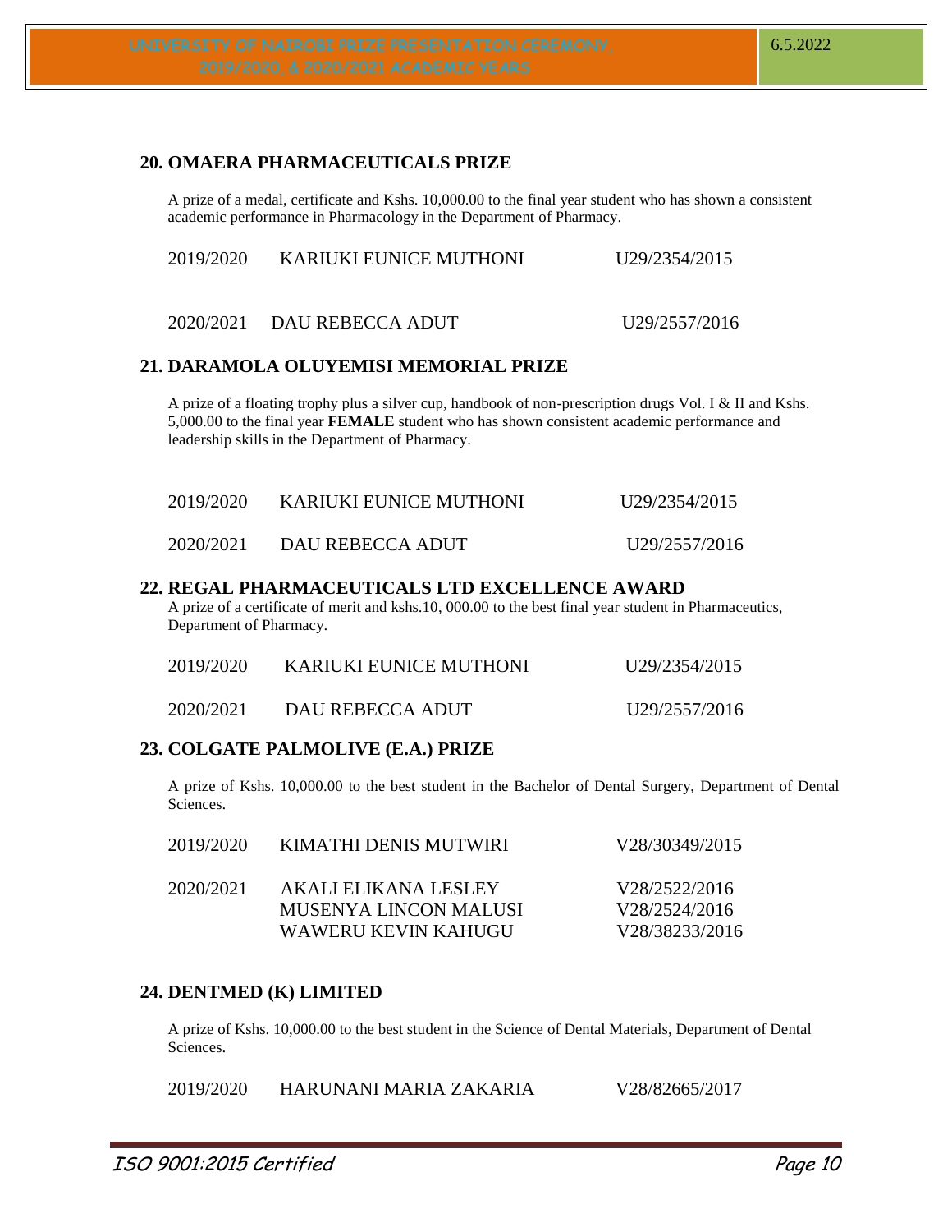## 20. OMAERA PHARMACEUTICALS PRIZE

A prize of a medal, certificate and Kshs. 10,000.00 to the final year student who has shown a consistent academic performance in Pharmacology in the Department of Pharmacy.

| | | |
|---|---|---|
| 2019/2020 | KARIUKI EUNICE MUTHONI | U29/2354/2015 |
| 2020/2021 | DAU REBECCA ADUT | U29/2557/2016 |

## 21. DARAMOLA OLUYEMISI MEMORIAL PRIZE

A prize of a floating trophy plus a silver cup, handbook of non-prescription drugs Vol. I & II and Kshs. 5,000.00 to the final year **FEMALE** student who has shown consistent academic performance and leadership skills in the Department of Pharmacy.

| | | |
|---|---|---|
| 2019/2020 | KARIUKI EUNICE MUTHONI | U29/2354/2015 |
| 2020/2021 | DAU REBECCA ADUT | U29/2557/2016 |

## 22. REGAL PHARMACEUTICALS LTD EXCELLENCE AWARD

A prize of a certificate of merit and kshs.10, 000.00 to the best final year student in Pharmaceutics, Department of Pharmacy.

| | | |
|---|---|---|
| 2019/2020 | KARIUKI EUNICE MUTHONI | U29/2354/2015 |
| 2020/2021 | DAU REBECCA ADUT | U29/2557/2016 |

## 23. COLGATE PALMOLIVE (E.A.) PRIZE

A prize of Kshs. 10,000.00 to the best student in the Bachelor of Dental Surgery, Department of Dental Sciences.

| | | |
|---|---|---|
| 2019/2020 | KIMATHI DENIS MUTWIRI | V28/30349/2015 |
| 2020/2021 | AKALI ELIKANA LESLEY | V28/2522/2016 |
| | MUSENYA LINCON MALUSI | V28/2524/2016 |
| | WAWERU KEVIN KAHUGU | V28/38233/2016 |

## 24. DENTMED (K) LIMITED

A prize of Kshs. 10,000.00 to the best student in the Science of Dental Materials, Department of Dental Sciences.

| | | |
|---|---|---|
| 2019/2020 | HARUNANI MARIA ZAKARIA | V28/82665/2017 |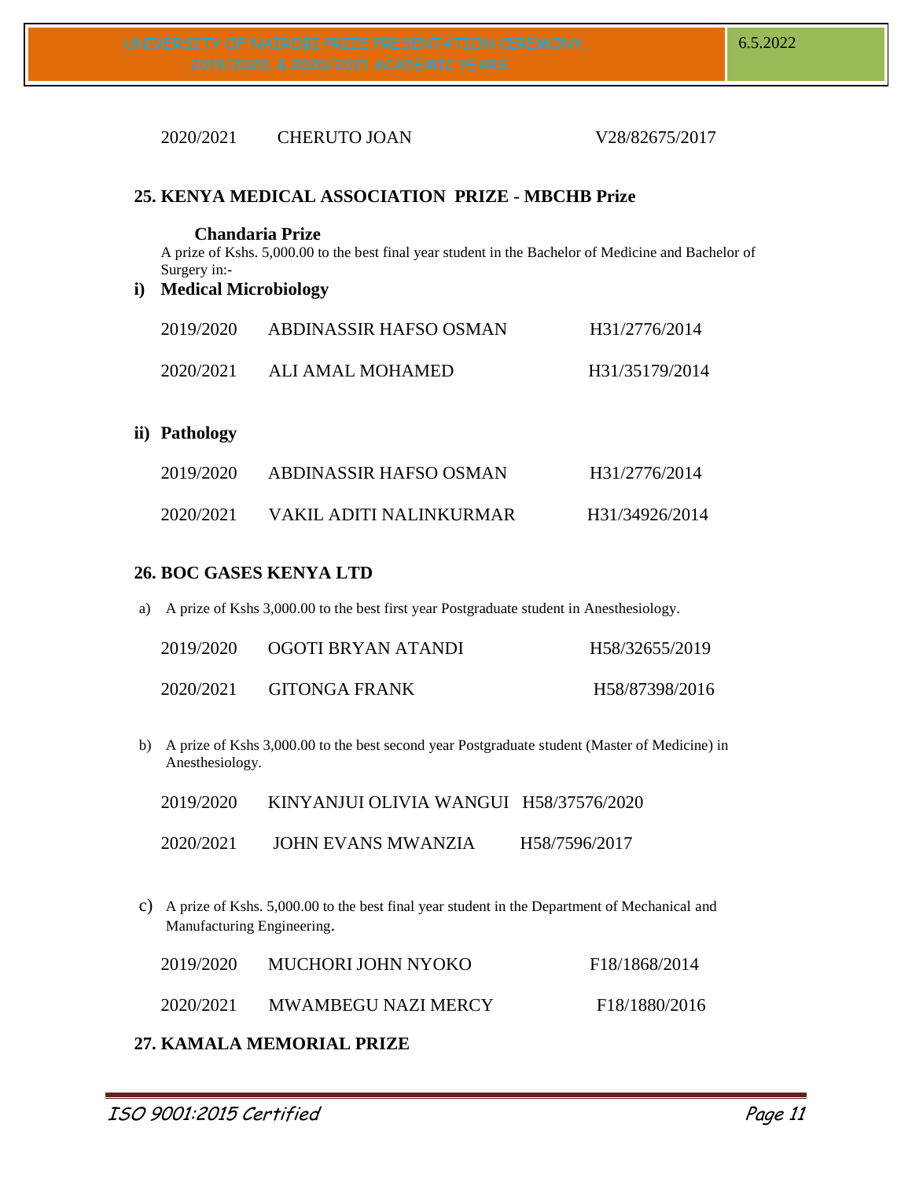| | | |
|---|---|---|
| 2020/2021 | CHERUTO JOAN | V28/82675/2017 |

## 25. KENYA MEDICAL ASSOCIATION PRIZE - MBCHB Prize

**Chandaria Prize**

A prize of Kshs. 5,000.00 to the best final year student in the Bachelor of Medicine and Bachelor of Surgery in:-

**i) Medical Microbiology**

| | | |
|---|---|---|
| 2019/2020 | ABDINASSIR HAFSO OSMAN | H31/2776/2014 |
| 2020/2021 | ALI AMAL MOHAMED | H31/35179/2014 |

**ii) Pathology**

| | | |
|---|---|---|
| 2019/2020 | ABDINASSIR HAFSO OSMAN | H31/2776/2014 |
| 2020/2021 | VAKIL ADITI NALINKURMAR | H31/34926/2014 |

## 26. BOC GASES KENYA LTD

a) A prize of Kshs 3,000.00 to the best first year Postgraduate student in Anesthesiology.

| | | |
|---|---|---|
| 2019/2020 | OGOTI BRYAN ATANDI | H58/32655/2019 |
| 2020/2021 | GITONGA FRANK | H58/87398/2016 |

b) A prize of Kshs 3,000.00 to the best second year Postgraduate student (Master of Medicine) in Anesthesiology.

| | | |
|---|---|---|
| 2019/2020 | KINYANJUI OLIVIA WANGUI | H58/37576/2020 |
| 2020/2021 | JOHN EVANS MWANZIA | H58/7596/2017 |

c) A prize of Kshs. 5,000.00 to the best final year student in the Department of Mechanical and Manufacturing Engineering.

| | | |
|---|---|---|
| 2019/2020 | MUCHORI JOHN NYOKO | F18/1868/2014 |
| 2020/2021 | MWAMBEGU NAZI MERCY | F18/1880/2016 |

## 27. KAMALA MEMORIAL PRIZE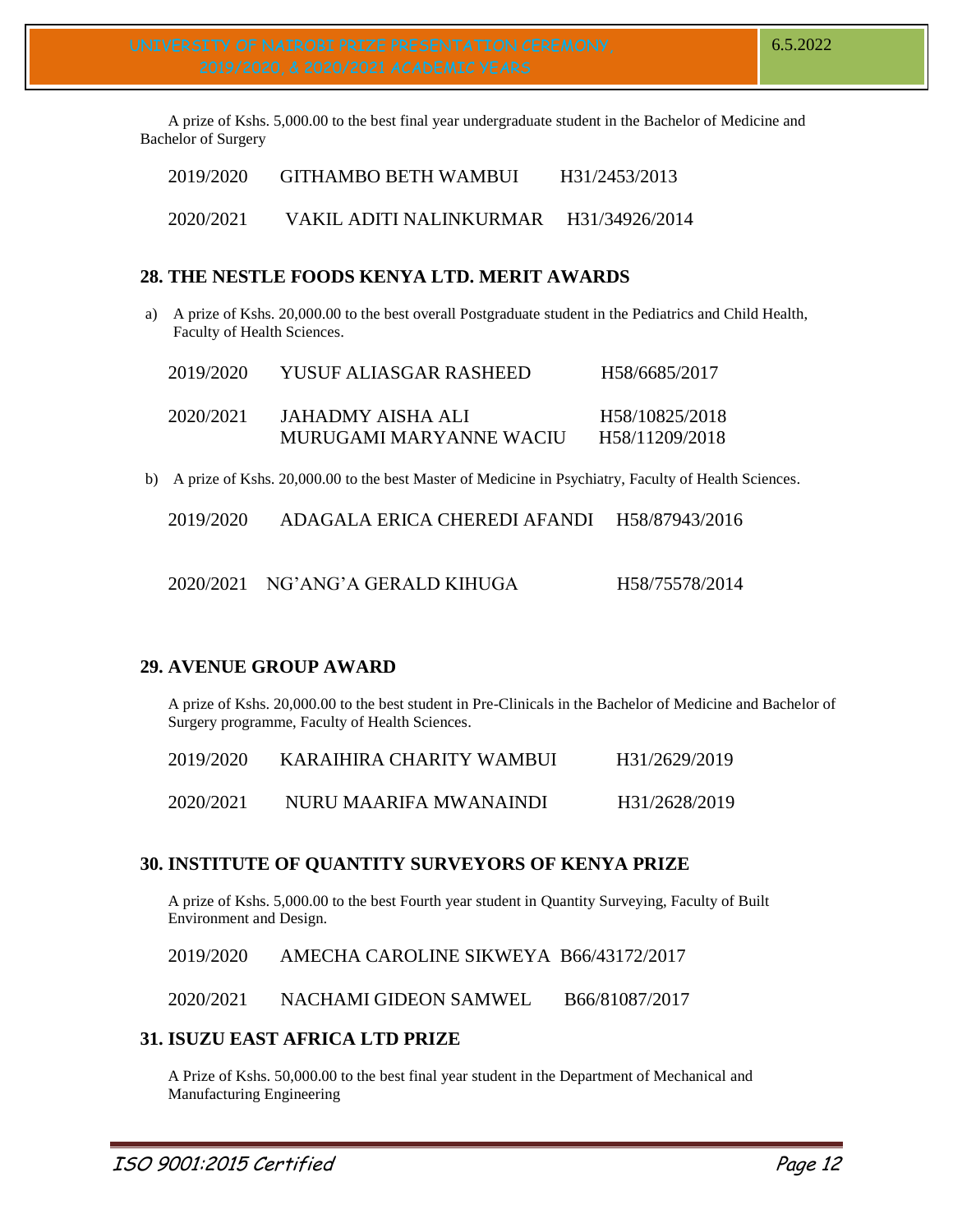A prize of Kshs. 5,000.00 to the best final year undergraduate student in the Bachelor of Medicine and Bachelor of Surgery

| | | |
|---|---|---|
| 2019/2020 | GITHAMBO BETH WAMBUI | H31/2453/2013 |
| 2020/2021 | VAKIL ADITI NALINKURMAR | H31/34926/2014 |

## 28. THE NESTLE FOODS KENYA LTD. MERIT AWARDS

a) A prize of Kshs. 20,000.00 to the best overall Postgraduate student in the Pediatrics and Child Health, Faculty of Health Sciences.

| | | |
|---|---|---|
| 2019/2020 | YUSUF ALIASGAR RASHEED | H58/6685/2017 |
| 2020/2021 | JAHADMY AISHA ALI | H58/10825/2018 |
| | MURUGAMI MARYANNE WACIU | H58/11209/2018 |

b) A prize of Kshs. 20,000.00 to the best Master of Medicine in Psychiatry, Faculty of Health Sciences.

| | | |
|---|---|---|
| 2019/2020 | ADAGALA ERICA CHEREDI AFANDI | H58/87943/2016 |
| 2020/2021 | NG'ANG'A GERALD KIHUGA | H58/75578/2014 |

## 29. AVENUE GROUP AWARD

A prize of Kshs. 20,000.00 to the best student in Pre-Clinicals in the Bachelor of Medicine and Bachelor of Surgery programme, Faculty of Health Sciences.

| | | |
|---|---|---|
| 2019/2020 | KARAIHIRA CHARITY WAMBUI | H31/2629/2019 |
| 2020/2021 | NURU MAARIFA MWANAINDI | H31/2628/2019 |

## 30. INSTITUTE OF QUANTITY SURVEYORS OF KENYA PRIZE

A prize of Kshs. 5,000.00 to the best Fourth year student in Quantity Surveying, Faculty of Built Environment and Design.

| | | |
|---|---|---|
| 2019/2020 | AMECHA CAROLINE SIKWEYA | B66/43172/2017 |
| 2020/2021 | NACHAMI GIDEON SAMWEL | B66/81087/2017 |

## 31. ISUZU EAST AFRICA LTD PRIZE

A Prize of Kshs. 50,000.00 to the best final year student in the Department of Mechanical and Manufacturing Engineering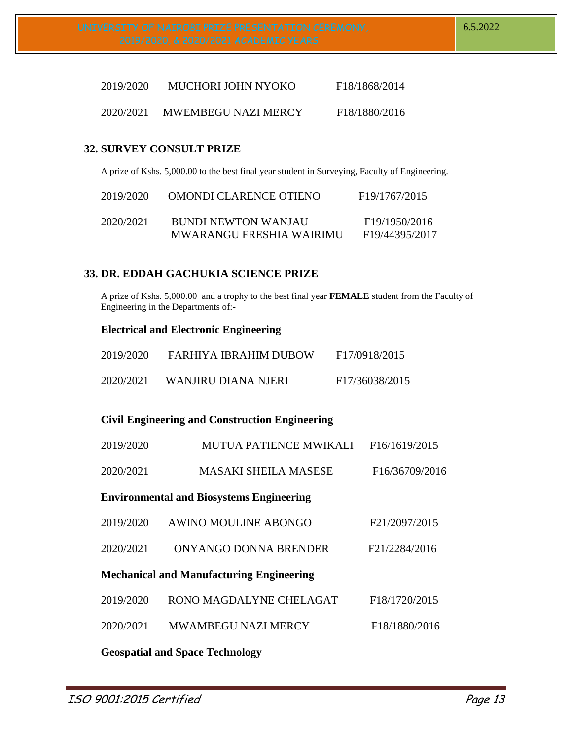| | | |
|---|---|---|
| 2019/2020 | MUCHORI JOHN NYOKO | F18/1868/2014 |
| 2020/2021 | MWEMBEGU NAZI MERCY | F18/1880/2016 |

## 32. SURVEY CONSULT PRIZE

A prize of Kshs. 5,000.00 to the best final year student in Surveying, Faculty of Engineering.

| | | |
|---|---|---|
| 2019/2020 | OMONDI CLARENCE OTIENO | F19/1767/2015 |
| 2020/2021 | BUNDI NEWTON WANJAU<br>MWARANGU FRESHIA WAIRIMU | F19/1950/2016<br>F19/44395/2017 |

## 33. DR. EDDAH GACHUKIA SCIENCE PRIZE

A prize of Kshs. 5,000.00 and a trophy to the best final year **FEMALE** student from the Faculty of Engineering in the Departments of:-

### Electrical and Electronic Engineering

| | | |
|---|---|---|
| 2019/2020 | FARHIYA IBRAHIM DUBOW | F17/0918/2015 |
| 2020/2021 | WANJIRU DIANA NJERI | F17/36038/2015 |

### Civil Engineering and Construction Engineering

| | | |
|---|---|---|
| 2019/2020 | MUTUA PATIENCE MWIKALI | F16/1619/2015 |
| 2020/2021 | MASAKI SHEILA MASESE | F16/36709/2016 |

### Environmental and Biosystems Engineering

| | | |
|---|---|---|
| 2019/2020 | AWINO MOULINE ABONGO | F21/2097/2015 |
| 2020/2021 | ONYANGO DONNA BRENDER | F21/2284/2016 |

### Mechanical and Manufacturing Engineering

| | | |
|---|---|---|
| 2019/2020 | RONO MAGDALYNE CHELAGAT | F18/1720/2015 |
| 2020/2021 | MWAMBEGU NAZI MERCY | F18/1880/2016 |

### Geospatial and Space Technology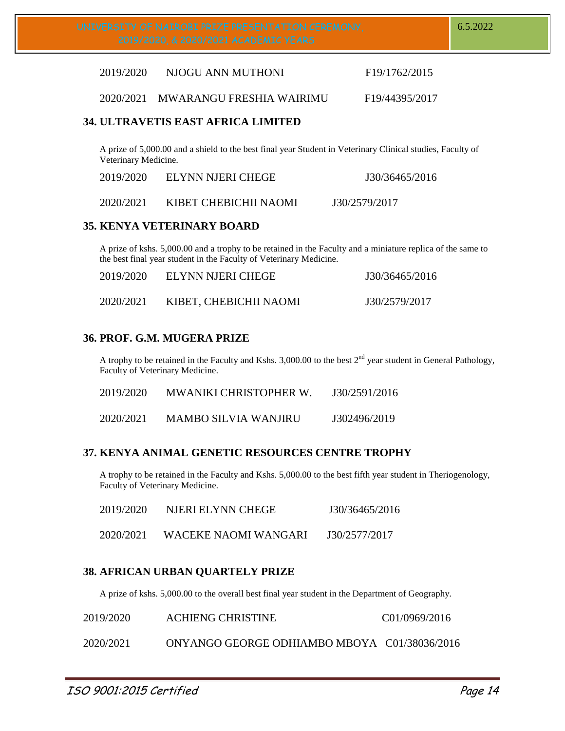| | | |
|---|---|---|
| 2019/2020 | NJOGU ANN MUTHONI | F19/1762/2015 |
| 2020/2021 | MWARANGU FRESHIA WAIRIMU | F19/44395/2017 |

### 34. ULTRAVETIS EAST AFRICA LIMITED

A prize of 5,000.00 and a shield to the best final year Student in Veterinary Clinical studies, Faculty of Veterinary Medicine.

| | | |
|---|---|---|
| 2019/2020 | ELYNN NJERI CHEGE | J30/36465/2016 |
| 2020/2021 | KIBET CHEBICHII NAOMI | J30/2579/2017 |

### 35. KENYA VETERINARY BOARD

A prize of kshs. 5,000.00 and a trophy to be retained in the Faculty and a miniature replica of the same to the best final year student in the Faculty of Veterinary Medicine.

| | | |
|---|---|---|
| 2019/2020 | ELYNN NJERI CHEGE | J30/36465/2016 |
| 2020/2021 | KIBET, CHEBICHII NAOMI | J30/2579/2017 |

### 36. PROF. G.M. MUGERA PRIZE

A trophy to be retained in the Faculty and Kshs. 3,000.00 to the best 2nd year student in General Pathology, Faculty of Veterinary Medicine.

| | | |
|---|---|---|
| 2019/2020 | MWANIKI CHRISTOPHER W. | J30/2591/2016 |
| 2020/2021 | MAMBO SILVIA WANJIRU | J302496/2019 |

### 37. KENYA ANIMAL GENETIC RESOURCES CENTRE TROPHY

A trophy to be retained in the Faculty and Kshs. 5,000.00 to the best fifth year student in Theriogenology, Faculty of Veterinary Medicine.

| | | |
|---|---|---|
| 2019/2020 | NJERI ELYNN CHEGE | J30/36465/2016 |
| 2020/2021 | WACEKE NAOMI WANGARI | J30/2577/2017 |

### 38. AFRICAN URBAN QUARTELY PRIZE

A prize of kshs. 5,000.00 to the overall best final year student in the Department of Geography.

| | | |
|---|---|---|
| 2019/2020 | ACHIENG CHRISTINE | C01/0969/2016 |
| 2020/2021 | ONYANGO GEORGE ODHIAMBO MBOYA | C01/38036/2016 |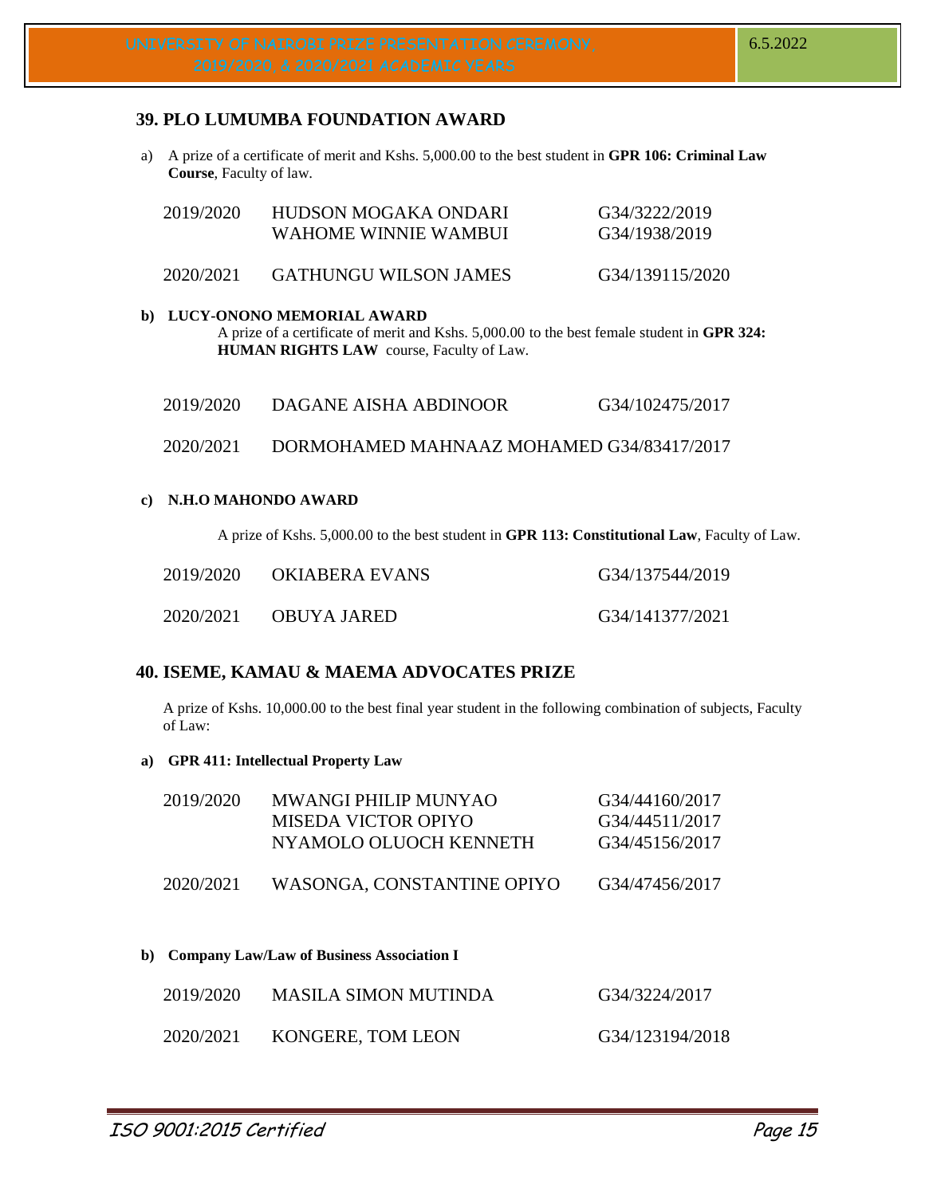## 39. PLO LUMUMBA FOUNDATION AWARD

a) A prize of a certificate of merit and Kshs. 5,000.00 to the best student in **GPR 106: Criminal Law Course**, Faculty of law.

| | | |
|---|---|---|
| 2019/2020 | HUDSON MOGAKA ONDARI | G34/3222/2019 |
| | WAHOME WINNIE WAMBUI | G34/1938/2019 |
| 2020/2021 | GATHUNGU WILSON JAMES | G34/139115/2020 |

**b) LUCY-ONONO MEMORIAL AWARD**

A prize of a certificate of merit and Kshs. 5,000.00 to the best female student in **GPR 324: HUMAN RIGHTS LAW** course, Faculty of Law.

| | | |
|---|---|---|
| 2019/2020 | DAGANE AISHA ABDINOOR | G34/102475/2017 |
| 2020/2021 | DORMOHAMED MAHNAAZ MOHAMED | G34/83417/2017 |

**c) N.H.O MAHONDO AWARD**

A prize of Kshs. 5,000.00 to the best student in **GPR 113: Constitutional Law**, Faculty of Law.

| | | |
|---|---|---|
| 2019/2020 | OKIABERA EVANS | G34/137544/2019 |
| 2020/2021 | OBUYA JARED | G34/141377/2021 |

## 40. ISEME, KAMAU & MAEMA ADVOCATES PRIZE

A prize of Kshs. 10,000.00 to the best final year student in the following combination of subjects, Faculty of Law:

**a) GPR 411: Intellectual Property Law**

| | | |
|---|---|---|
| 2019/2020 | MWANGI PHILIP MUNYAO | G34/44160/2017 |
| | MISEDA VICTOR OPIYO | G34/44511/2017 |
| | NYAMOLO OLUOCH KENNETH | G34/45156/2017 |
| 2020/2021 | WASONGA, CONSTANTINE OPIYO | G34/47456/2017 |

**b) Company Law/Law of Business Association I**

| | | |
|---|---|---|
| 2019/2020 | MASILA SIMON MUTINDA | G34/3224/2017 |
| 2020/2021 | KONGERE, TOM LEON | G34/123194/2018 |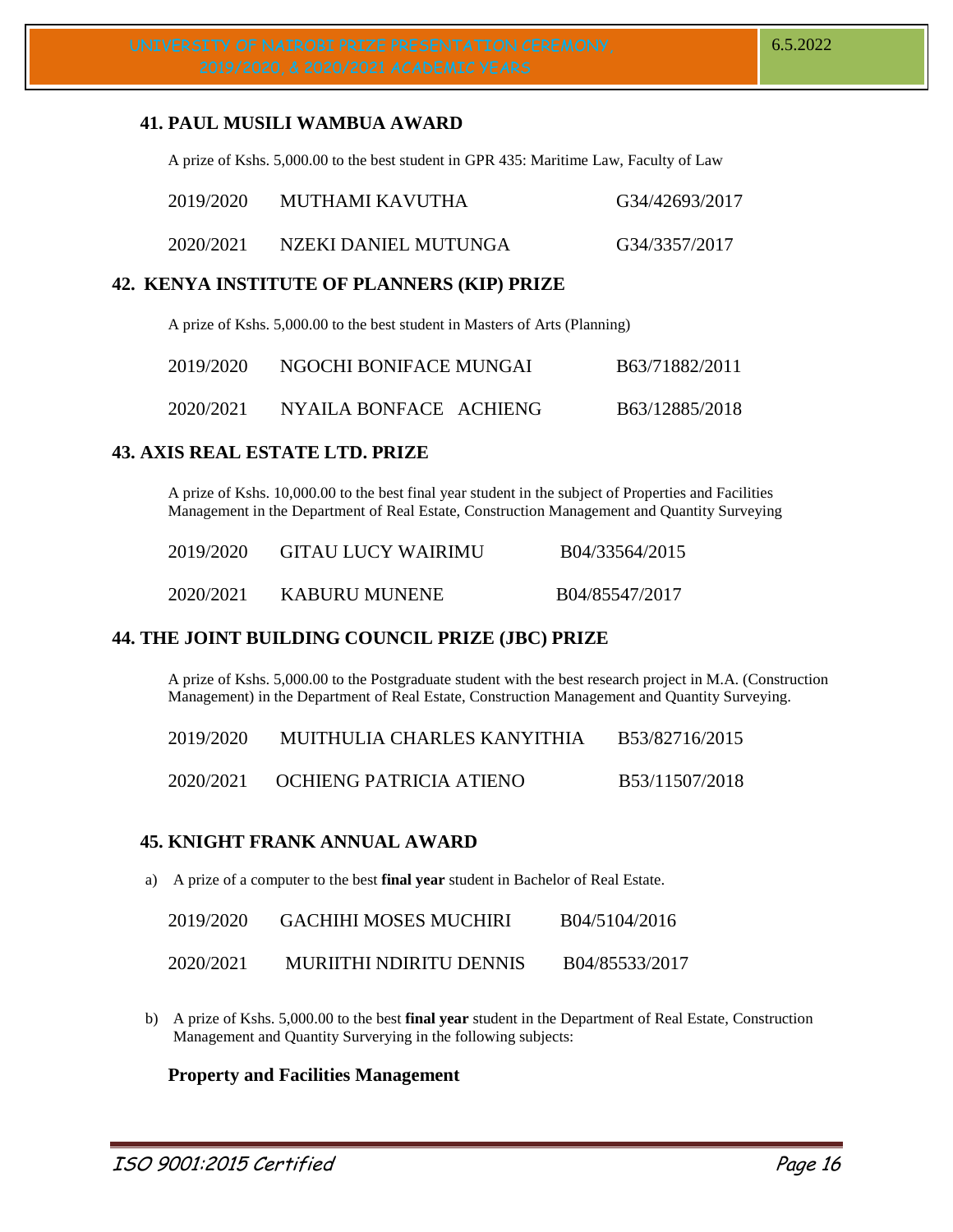### 41. PAUL MUSILI WAMBUA AWARD

A prize of Kshs. 5,000.00 to the best student in GPR 435: Maritime Law, Faculty of Law

| | | |
|---|---|---|
| 2019/2020 | MUTHAMI KAVUTHA | G34/42693/2017 |
| 2020/2021 | NZEKI DANIEL MUTUNGA | G34/3357/2017 |

### 42. KENYA INSTITUTE OF PLANNERS (KIP) PRIZE

A prize of Kshs. 5,000.00 to the best student in Masters of Arts (Planning)

| | | |
|---|---|---|
| 2019/2020 | NGOCHI BONIFACE MUNGAI | B63/71882/2011 |
| 2020/2021 | NYAILA BONFACE ACHIENG | B63/12885/2018 |

### 43. AXIS REAL ESTATE LTD. PRIZE

A prize of Kshs. 10,000.00 to the best final year student in the subject of Properties and Facilities Management in the Department of Real Estate, Construction Management and Quantity Surveying

| | | |
|---|---|---|
| 2019/2020 | GITAU LUCY WAIRIMU | B04/33564/2015 |
| 2020/2021 | KABURU MUNENE | B04/85547/2017 |

### 44. THE JOINT BUILDING COUNCIL PRIZE (JBC) PRIZE

A prize of Kshs. 5,000.00 to the Postgraduate student with the best research project in M.A. (Construction Management) in the Department of Real Estate, Construction Management and Quantity Surveying.

| | | |
|---|---|---|
| 2019/2020 | MUITHULIA CHARLES KANYITHIA | B53/82716/2015 |
| 2020/2021 | OCHIENG PATRICIA ATIENO | B53/11507/2018 |

### 45. KNIGHT FRANK ANNUAL AWARD

a) A prize of a computer to the best **final year** student in Bachelor of Real Estate.

| | | |
|---|---|---|
| 2019/2020 | GACHIHI MOSES MUCHIRI | B04/5104/2016 |
| 2020/2021 | MURIITHI NDIRITU DENNIS | B04/85533/2017 |

b) A prize of Kshs. 5,000.00 to the best **final year** student in the Department of Real Estate, Construction Management and Quantity Surverying in the following subjects:

**Property and Facilities Management**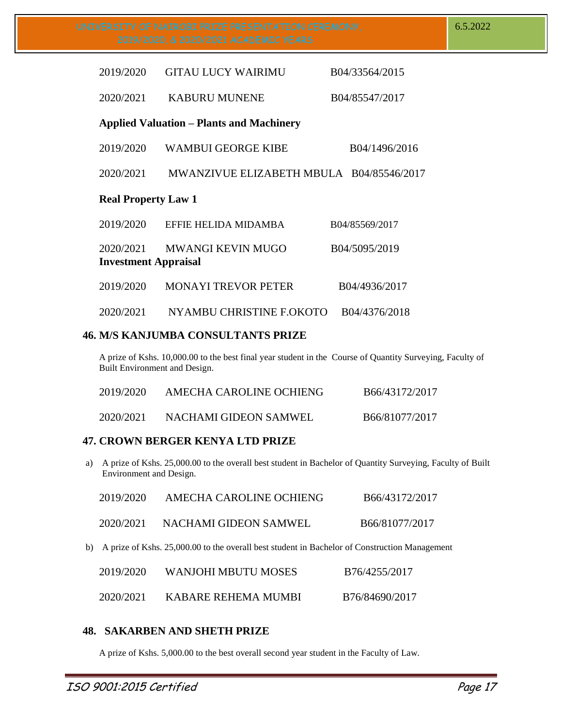| | | |
|---|---|---|
| 2019/2020 | GITAU LUCY WAIRIMU | B04/33564/2015 |
| 2020/2021 | KABURU MUNENE | B04/85547/2017 |

**Applied Valuation – Plants and Machinery**

| | | |
|---|---|---|
| 2019/2020 | WAMBUI GEORGE KIBE | B04/1496/2016 |
| 2020/2021 | MWANZIVUE ELIZABETH MBULA | B04/85546/2017 |

**Real Property Law 1**

| | | |
|---|---|---|
| 2019/2020 | EFFIE HELIDA MIDAMBA | B04/85569/2017 |
| 2020/2021 | MWANGI KEVIN MUGO | B04/5095/2019 |

**Investment Appraisal**

| | | |
|---|---|---|
| 2019/2020 | MONAYI TREVOR PETER | B04/4936/2017 |
| 2020/2021 | NYAMBU CHRISTINE F.OKOTO | B04/4376/2018 |

## 46. M/S KANJUMBA CONSULTANTS PRIZE

A prize of Kshs. 10,000.00 to the best final year student in the Course of Quantity Surveying, Faculty of Built Environment and Design.

| | | |
|---|---|---|
| 2019/2020 | AMECHA CAROLINE OCHIENG | B66/43172/2017 |
| 2020/2021 | NACHAMI GIDEON SAMWEL | B66/81077/2017 |

## 47. CROWN BERGER KENYA LTD PRIZE

a) A prize of Kshs. 25,000.00 to the overall best student in Bachelor of Quantity Surveying, Faculty of Built Environment and Design.

| | | |
|---|---|---|
| 2019/2020 | AMECHA CAROLINE OCHIENG | B66/43172/2017 |
| 2020/2021 | NACHAMI GIDEON SAMWEL | B66/81077/2017 |

b) A prize of Kshs. 25,000.00 to the overall best student in Bachelor of Construction Management

| | | |
|---|---|---|
| 2019/2020 | WANJOHI MBUTU MOSES | B76/4255/2017 |
| 2020/2021 | KABARE REHEMA MUMBI | B76/84690/2017 |

## 48. SAKARBEN AND SHETH PRIZE

A prize of Kshs. 5,000.00 to the best overall second year student in the Faculty of Law.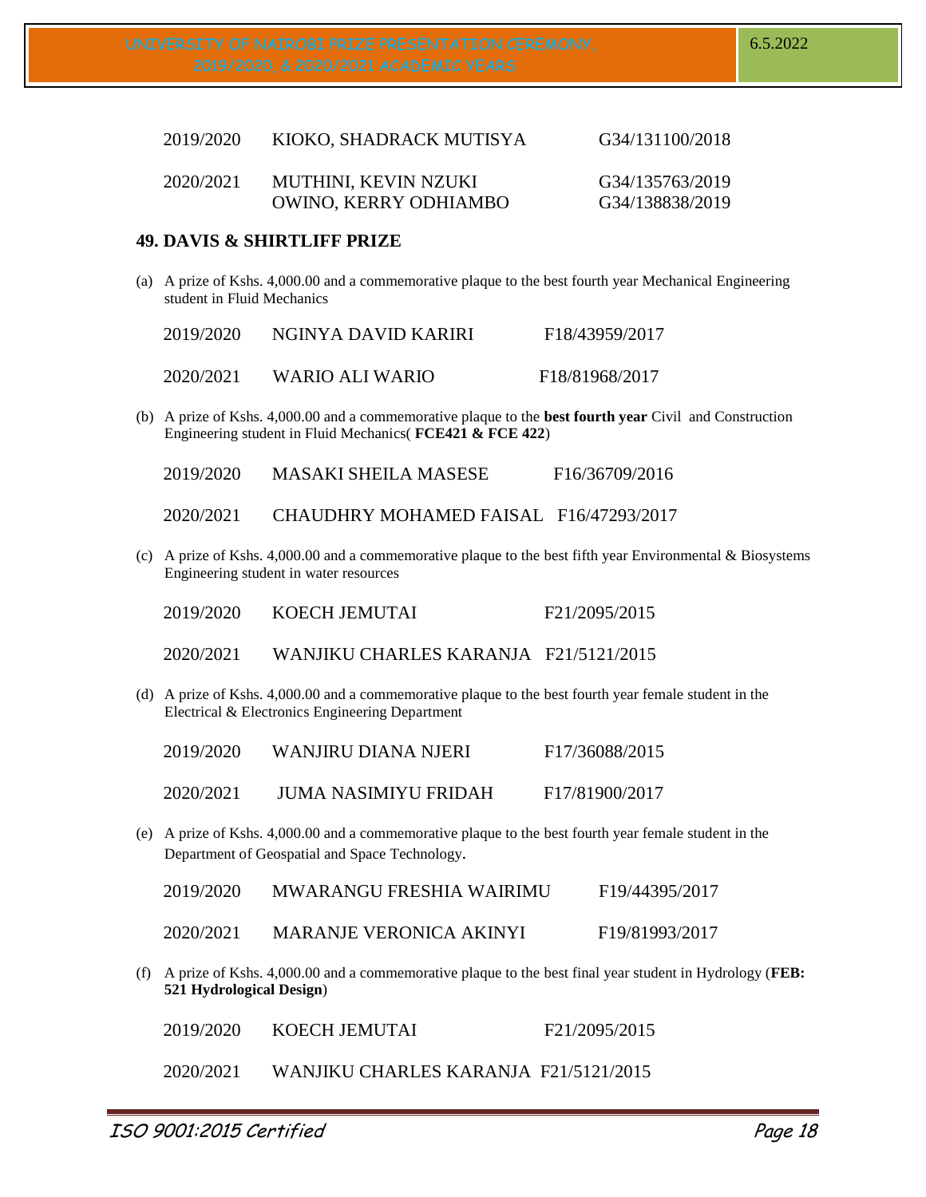| | | |
|---|---|---|
| 2019/2020 | KIOKO, SHADRACK MUTISYA | G34/131100/2018 |
| 2020/2021 | MUTHINI, KEVIN NZUKI | G34/135763/2019 |
| | OWINO, KERRY ODHIAMBO | G34/138838/2019 |

## 49. DAVIS & SHIRTLIFF PRIZE

(a) A prize of Kshs. 4,000.00 and a commemorative plaque to the best fourth year Mechanical Engineering student in Fluid Mechanics

| | | |
|---|---|---|
| 2019/2020 | NGINYA DAVID KARIRI | F18/43959/2017 |
| 2020/2021 | WARIO ALI WARIO | F18/81968/2017 |

(b) A prize of Kshs. 4,000.00 and a commemorative plaque to the **best fourth year** Civil and Construction Engineering student in Fluid Mechanics( **FCE421 & FCE 422**)

| | | |
|---|---|---|
| 2019/2020 | MASAKI SHEILA MASESE | F16/36709/2016 |
| 2020/2021 | CHAUDHRY MOHAMED FAISAL | F16/47293/2017 |

(c) A prize of Kshs. 4,000.00 and a commemorative plaque to the best fifth year Environmental & Biosystems Engineering student in water resources

| | | |
|---|---|---|
| 2019/2020 | KOECH JEMUTAI | F21/2095/2015 |
| 2020/2021 | WANJIKU CHARLES KARANJA | F21/5121/2015 |

(d) A prize of Kshs. 4,000.00 and a commemorative plaque to the best fourth year female student in the Electrical & Electronics Engineering Department

| | | |
|---|---|---|
| 2019/2020 | WANJIRU DIANA NJERI | F17/36088/2015 |
| 2020/2021 | JUMA NASIMIYU FRIDAH | F17/81900/2017 |

(e) A prize of Kshs. 4,000.00 and a commemorative plaque to the best fourth year female student in the Department of Geospatial and Space Technology.

| | | |
|---|---|---|
| 2019/2020 | MWARANGU FRESHIA WAIRIMU | F19/44395/2017 |
| 2020/2021 | MARANJE VERONICA AKINYI | F19/81993/2017 |

(f) A prize of Kshs. 4,000.00 and a commemorative plaque to the best final year student in Hydrology (**FEB: 521 Hydrological Design**)

| | | |
|---|---|---|
| 2019/2020 | KOECH JEMUTAI | F21/2095/2015 |
| 2020/2021 | WANJIKU CHARLES KARANJA | F21/5121/2015 |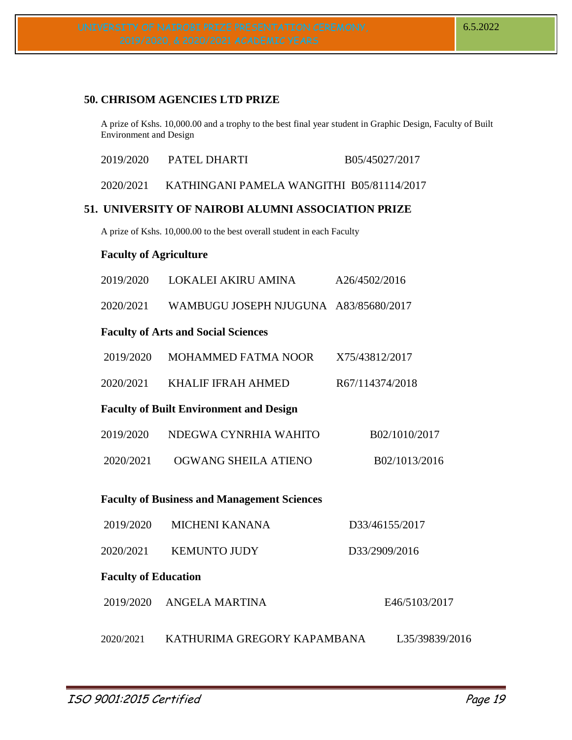## 50. CHRISOM AGENCIES LTD PRIZE

A prize of Kshs. 10,000.00 and a trophy to the best final year student in Graphic Design, Faculty of Built Environment and Design

| | | |
|---|---|---|
| 2019/2020 | PATEL DHARTI | B05/45027/2017 |
| 2020/2021 | KATHINGANI PAMELA WANGITHI | B05/81114/2017 |

## 51. UNIVERSITY OF NAIROBI ALUMNI ASSOCIATION PRIZE

A prize of Kshs. 10,000.00 to the best overall student in each Faculty

### Faculty of Agriculture

| | | |
|---|---|---|
| 2019/2020 | LOKALEI AKIRU AMINA | A26/4502/2016 |
| 2020/2021 | WAMBUGU JOSEPH NJUGUNA | A83/85680/2017 |

### Faculty of Arts and Social Sciences

| | | |
|---|---|---|
| 2019/2020 | MOHAMMED FATMA NOOR | X75/43812/2017 |
| 2020/2021 | KHALIF IFRAH AHMED | R67/114374/2018 |

### Faculty of Built Environment and Design

| | | |
|---|---|---|
| 2019/2020 | NDEGWA CYNRHIA WAHITO | B02/1010/2017 |
| 2020/2021 | OGWANG SHEILA ATIENO | B02/1013/2016 |

### Faculty of Business and Management Sciences

| | | |
|---|---|---|
| 2019/2020 | MICHENI KANANA | D33/46155/2017 |
| 2020/2021 | KEMUNTO JUDY | D33/2909/2016 |

### Faculty of Education

| | | |
|---|---|---|
| 2019/2020 | ANGELA MARTINA | E46/5103/2017 |
| 2020/2021 | KATHURIMA GREGORY KAPAMBANA | L35/39839/2016 |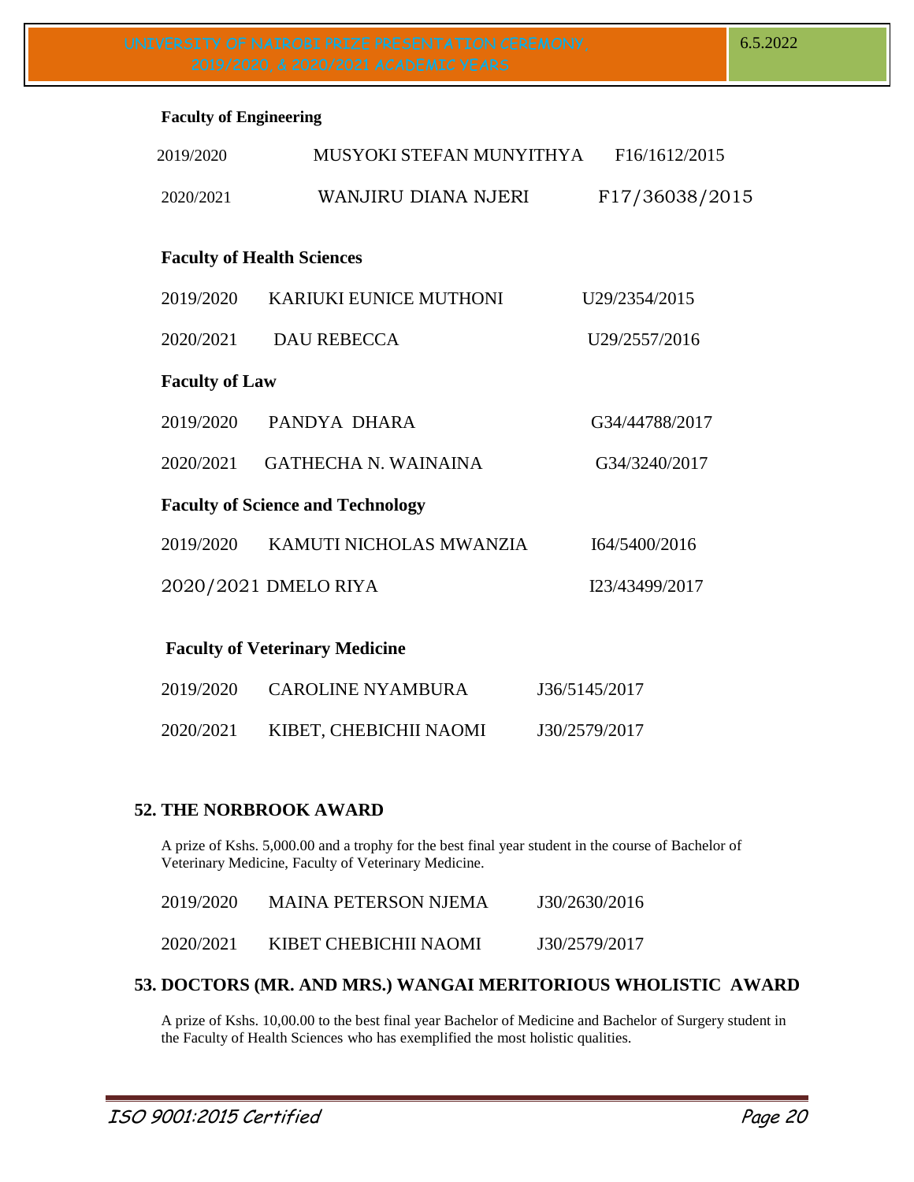**Faculty of Engineering**

| | | |
|---|---|---|
| 2019/2020 | MUSYOKI STEFAN MUNYITHYA | F16/1612/2015 |
| 2020/2021 | WANJIRU DIANA NJERI | F17/36038/2015 |

**Faculty of Health Sciences**

| | | |
|---|---|---|
| 2019/2020 | KARIUKI EUNICE MUTHONI | U29/2354/2015 |
| 2020/2021 | DAU REBECCA | U29/2557/2016 |

**Faculty of Law**

| | | |
|---|---|---|
| 2019/2020 | PANDYA DHARA | G34/44788/2017 |
| 2020/2021 | GATHECHA N. WAINAINA | G34/3240/2017 |

**Faculty of Science and Technology**

| | | |
|---|---|---|
| 2019/2020 | KAMUTI NICHOLAS MWANZIA | I64/5400/2016 |
| 2020/2021 | DMELO RIYA | I23/43499/2017 |

**Faculty of Veterinary Medicine**

| | | |
|---|---|---|
| 2019/2020 | CAROLINE NYAMBURA | J36/5145/2017 |
| 2020/2021 | KIBET, CHEBICHII NAOMI | J30/2579/2017 |

## 52. THE NORBROOK AWARD

A prize of Kshs. 5,000.00 and a trophy for the best final year student in the course of Bachelor of Veterinary Medicine, Faculty of Veterinary Medicine.

| | | |
|---|---|---|
| 2019/2020 | MAINA PETERSON NJEMA | J30/2630/2016 |
| 2020/2021 | KIBET CHEBICHII NAOMI | J30/2579/2017 |

## 53. DOCTORS (MR. AND MRS.) WANGAI MERITORIOUS WHOLISTIC AWARD

A prize of Kshs. 10,00.00 to the best final year Bachelor of Medicine and Bachelor of Surgery student in the Faculty of Health Sciences who has exemplified the most holistic qualities.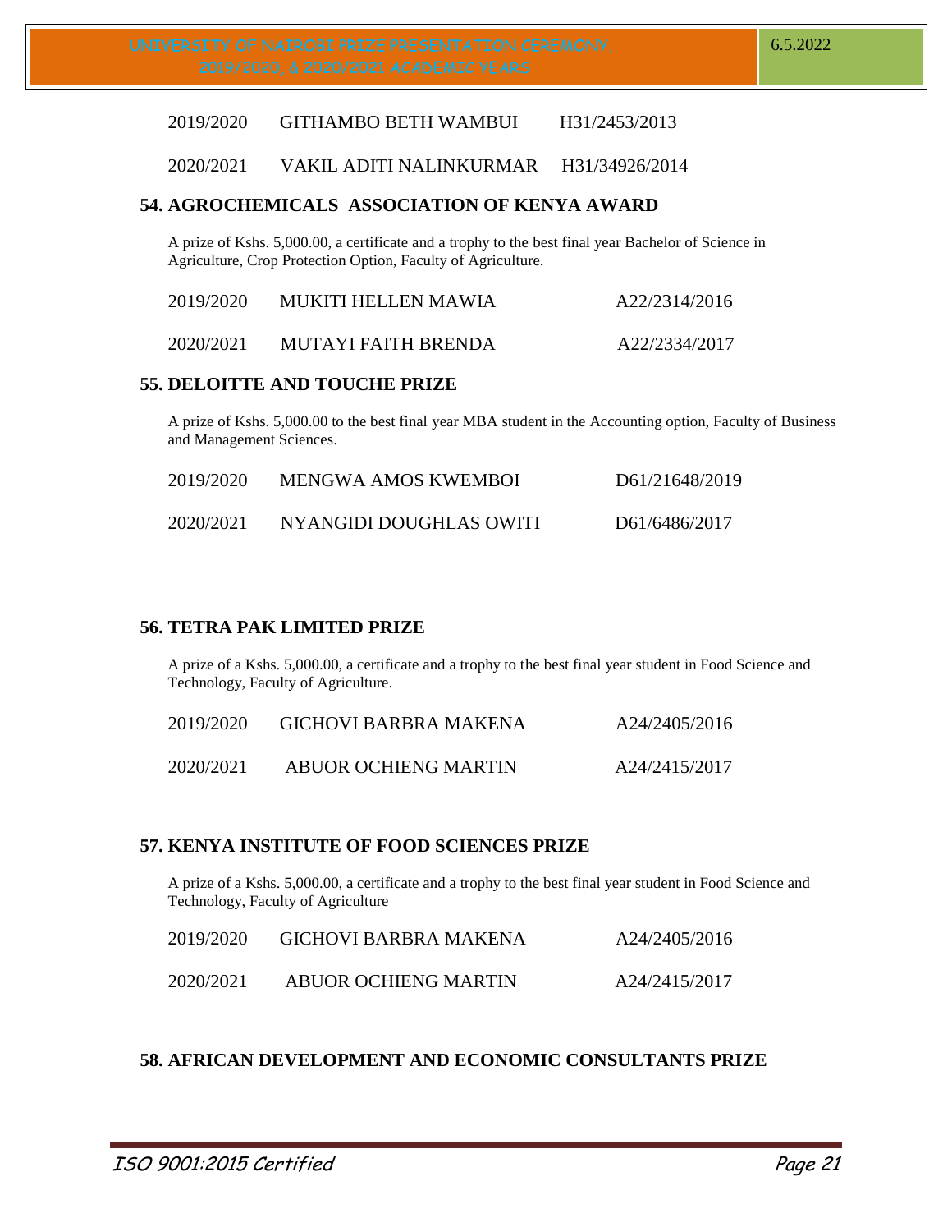| | | |
|---|---|---|
| 2019/2020 | GITHAMBO BETH WAMBUI | H31/2453/2013 |
| 2020/2021 | VAKIL ADITI NALINKURMAR | H31/34926/2014 |

## 54. AGROCHEMICALS ASSOCIATION OF KENYA AWARD

A prize of Kshs. 5,000.00, a certificate and a trophy to the best final year Bachelor of Science in Agriculture, Crop Protection Option, Faculty of Agriculture.

| | | |
|---|---|---|
| 2019/2020 | MUKITI HELLEN MAWIA | A22/2314/2016 |
| 2020/2021 | MUTAYI FAITH BRENDA | A22/2334/2017 |

## 55. DELOITTE AND TOUCHE PRIZE

A prize of Kshs. 5,000.00 to the best final year MBA student in the Accounting option, Faculty of Business and Management Sciences.

| | | |
|---|---|---|
| 2019/2020 | MENGWA AMOS KWEMBOI | D61/21648/2019 |
| 2020/2021 | NYANGIDI DOUGHLAS OWITI | D61/6486/2017 |

## 56. TETRA PAK LIMITED PRIZE

A prize of a Kshs. 5,000.00, a certificate and a trophy to the best final year student in Food Science and Technology, Faculty of Agriculture.

| | | |
|---|---|---|
| 2019/2020 | GICHOVI BARBRA MAKENA | A24/2405/2016 |
| 2020/2021 | ABUOR OCHIENG MARTIN | A24/2415/2017 |

## 57. KENYA INSTITUTE OF FOOD SCIENCES PRIZE

A prize of a Kshs. 5,000.00, a certificate and a trophy to the best final year student in Food Science and Technology, Faculty of Agriculture

| | | |
|---|---|---|
| 2019/2020 | GICHOVI BARBRA MAKENA | A24/2405/2016 |
| 2020/2021 | ABUOR OCHIENG MARTIN | A24/2415/2017 |

## 58. AFRICAN DEVELOPMENT AND ECONOMIC CONSULTANTS PRIZE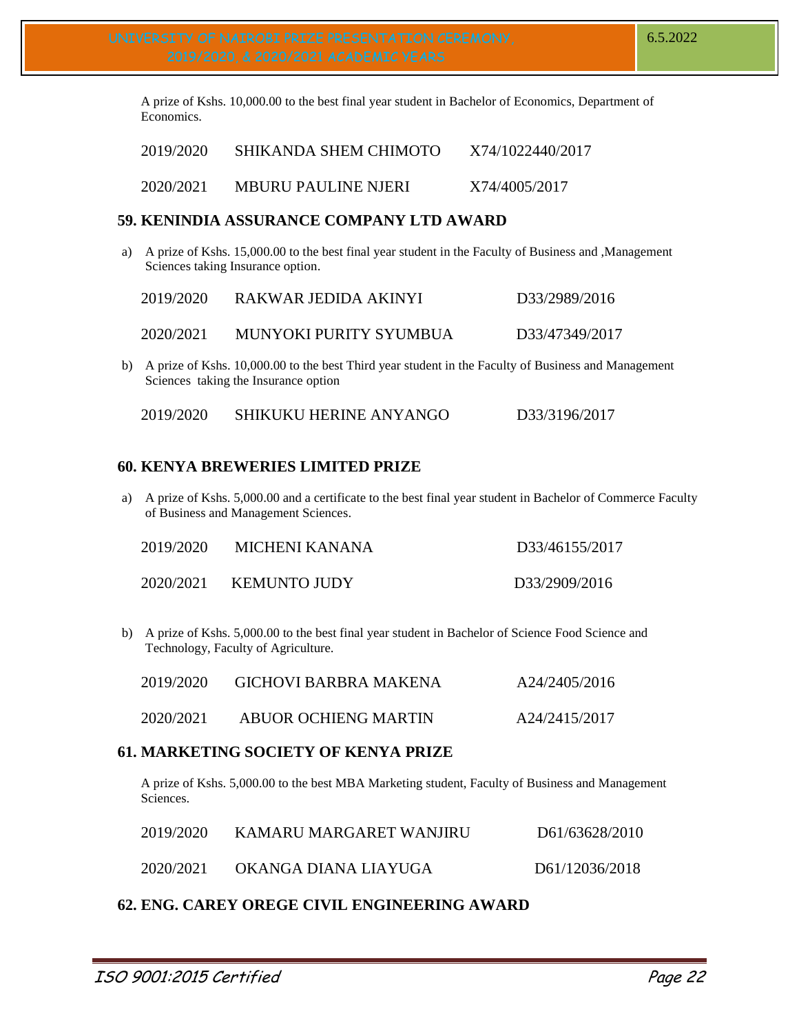A prize of Kshs. 10,000.00 to the best final year student in Bachelor of Economics, Department of Economics.

| | | |
|---|---|---|
| 2019/2020 | SHIKANDA SHEM CHIMOTO | X74/1022440/2017 |
| 2020/2021 | MBURU PAULINE NJERI | X74/4005/2017 |

## 59. KENINDIA ASSURANCE COMPANY LTD AWARD

a) A prize of Kshs. 15,000.00 to the best final year student in the Faculty of Business and ,Management Sciences taking Insurance option.

| | | |
|---|---|---|
| 2019/2020 | RAKWAR JEDIDA AKINYI | D33/2989/2016 |
| 2020/2021 | MUNYOKI PURITY SYUMBUA | D33/47349/2017 |

b) A prize of Kshs. 10,000.00 to the best Third year student in the Faculty of Business and Management Sciences taking the Insurance option

| | | |
|---|---|---|
| 2019/2020 | SHIKUKU HERINE ANYANGO | D33/3196/2017 |

## 60. KENYA BREWERIES LIMITED PRIZE

a) A prize of Kshs. 5,000.00 and a certificate to the best final year student in Bachelor of Commerce Faculty of Business and Management Sciences.

| | | |
|---|---|---|
| 2019/2020 | MICHENI KANANA | D33/46155/2017 |
| 2020/2021 | KEMUNTO JUDY | D33/2909/2016 |

b) A prize of Kshs. 5,000.00 to the best final year student in Bachelor of Science Food Science and Technology, Faculty of Agriculture.

| | | |
|---|---|---|
| 2019/2020 | GICHOVI BARBRA MAKENA | A24/2405/2016 |
| 2020/2021 | ABUOR OCHIENG MARTIN | A24/2415/2017 |

## 61. MARKETING SOCIETY OF KENYA PRIZE

A prize of Kshs. 5,000.00 to the best MBA Marketing student, Faculty of Business and Management Sciences.

| | | |
|---|---|---|
| 2019/2020 | KAMARU MARGARET WANJIRU | D61/63628/2010 |
| 2020/2021 | OKANGA DIANA LIAYUGA | D61/12036/2018 |

## 62. ENG. CAREY OREGE CIVIL ENGINEERING AWARD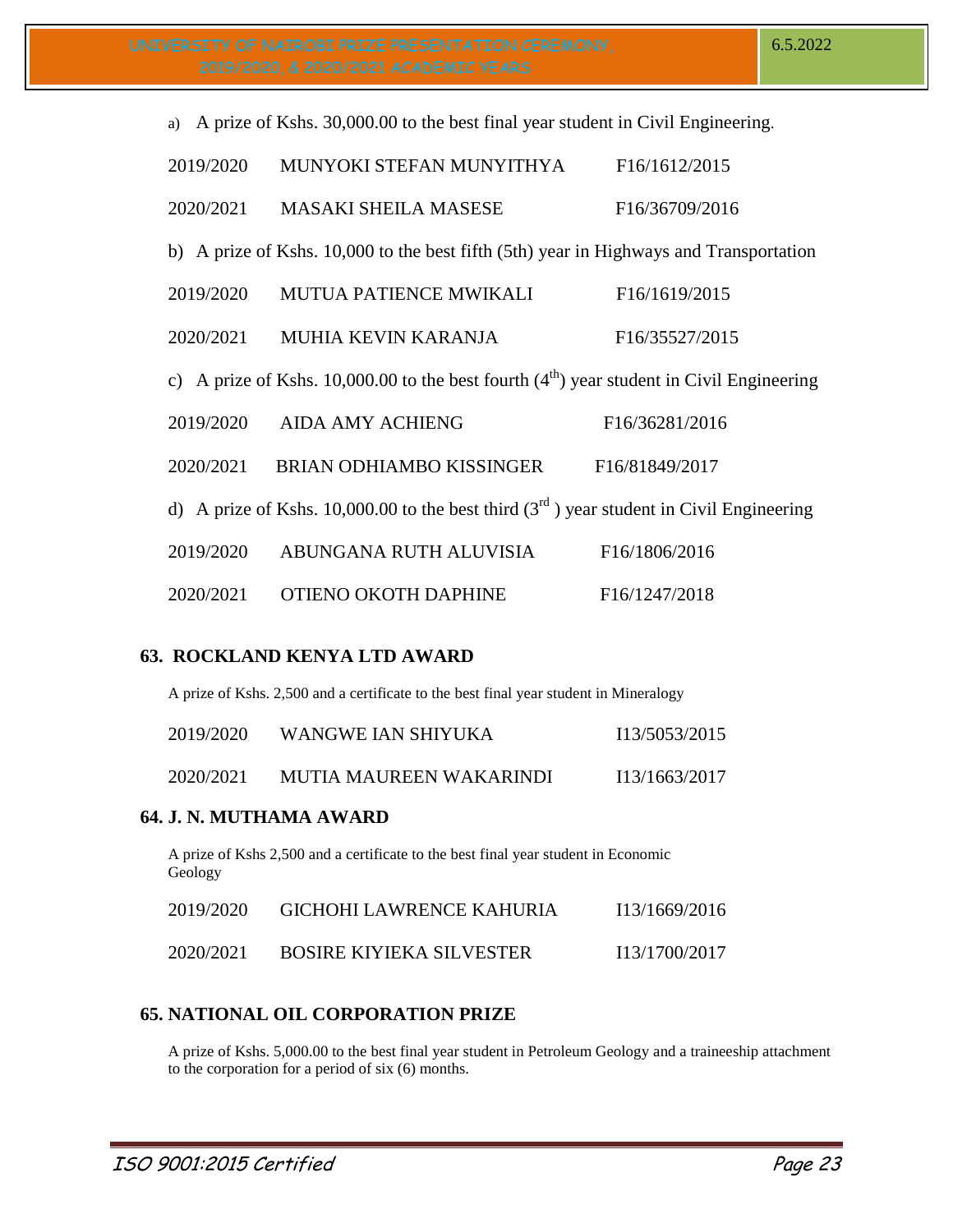a) A prize of Kshs. 30,000.00 to the best final year student in Civil Engineering.

| | | |
|---|---|---|
| 2019/2020 | MUNYOKI STEFAN MUNYITHYA | F16/1612/2015 |
| 2020/2021 | MASAKI SHEILA MASESE | F16/36709/2016 |

b) A prize of Kshs. 10,000 to the best fifth (5th) year in Highways and Transportation

| | | |
|---|---|---|
| 2019/2020 | MUTUA PATIENCE MWIKALI | F16/1619/2015 |
| 2020/2021 | MUHIA KEVIN KARANJA | F16/35527/2015 |

c) A prize of Kshs. 10,000.00 to the best fourth (4th) year student in Civil Engineering

| | | |
|---|---|---|
| 2019/2020 | AIDA AMY ACHIENG | F16/36281/2016 |
| 2020/2021 | BRIAN ODHIAMBO KISSINGER | F16/81849/2017 |

d) A prize of Kshs. 10,000.00 to the best third (3rd) year student in Civil Engineering

| | | |
|---|---|---|
| 2019/2020 | ABUNGANA RUTH ALUVISIA | F16/1806/2016 |
| 2020/2021 | OTIENO OKOTH DAPHINE | F16/1247/2018 |

## 63. ROCKLAND KENYA LTD AWARD

A prize of Kshs. 2,500 and a certificate to the best final year student in Mineralogy

| | | |
|---|---|---|
| 2019/2020 | WANGWE IAN SHIYUKA | I13/5053/2015 |
| 2020/2021 | MUTIA MAUREEN WAKARINDI | I13/1663/2017 |

## 64. J. N. MUTHAMA AWARD

A prize of Kshs 2,500 and a certificate to the best final year student in Economic Geology

| | | |
|---|---|---|
| 2019/2020 | GICHOHI LAWRENCE KAHURIA | I13/1669/2016 |
| 2020/2021 | BOSIRE KIYIEKA SILVESTER | I13/1700/2017 |

## 65. NATIONAL OIL CORPORATION PRIZE

A prize of Kshs. 5,000.00 to the best final year student in Petroleum Geology and a traineeship attachment to the corporation for a period of six (6) months.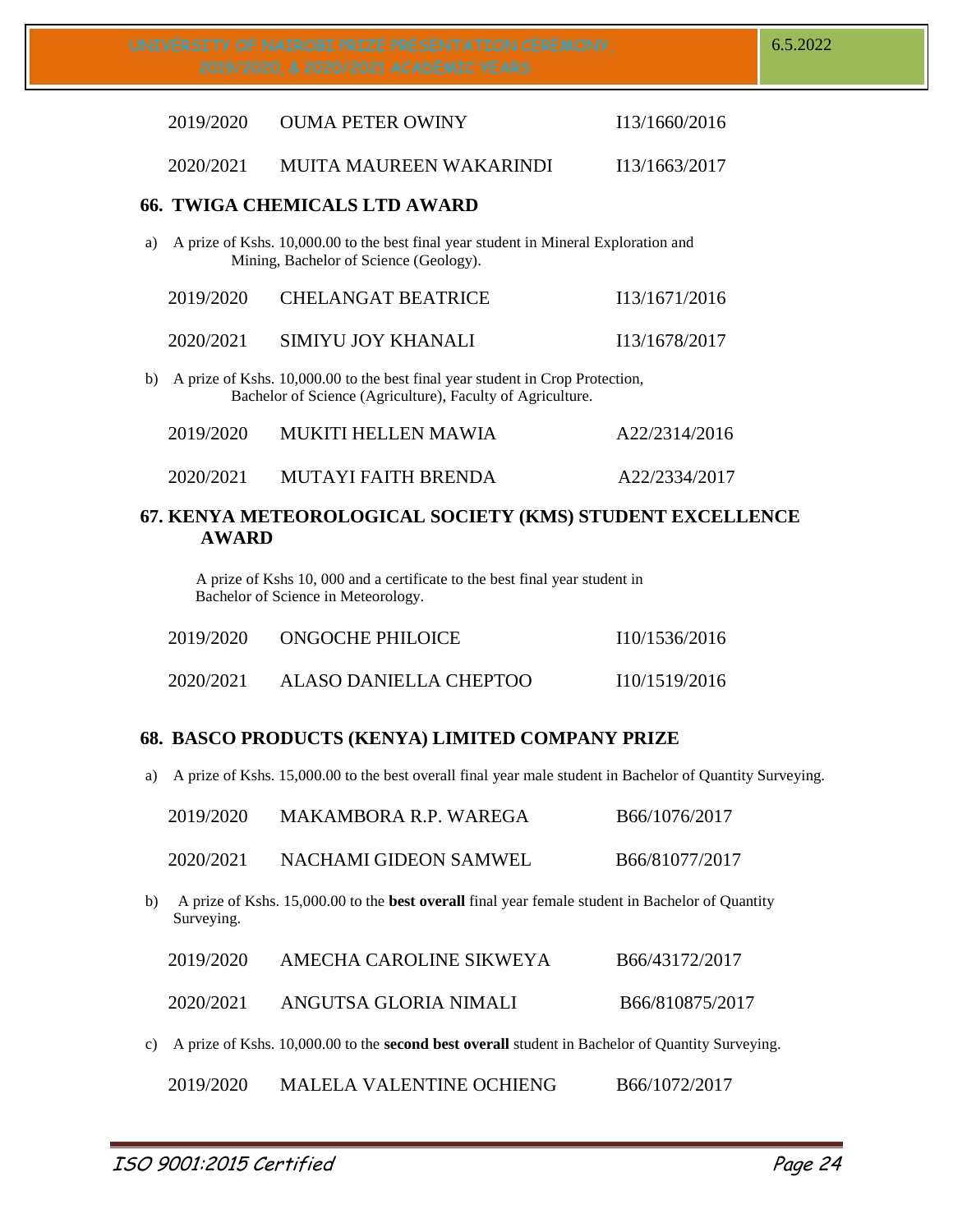| | | |
|---|---|---|
| 2019/2020 | OUMA PETER OWINY | I13/1660/2016 |
| 2020/2021 | MUITA MAUREEN WAKARINDI | I13/1663/2017 |

## 66. TWIGA CHEMICALS LTD AWARD

a) A prize of Kshs. 10,000.00 to the best final year student in Mineral Exploration and Mining, Bachelor of Science (Geology).

| | | |
|---|---|---|
| 2019/2020 | CHELANGAT BEATRICE | I13/1671/2016 |
| 2020/2021 | SIMIYU JOY KHANALI | I13/1678/2017 |

b) A prize of Kshs. 10,000.00 to the best final year student in Crop Protection, Bachelor of Science (Agriculture), Faculty of Agriculture.

| | | |
|---|---|---|
| 2019/2020 | MUKITI HELLEN MAWIA | A22/2314/2016 |
| 2020/2021 | MUTAYI FAITH BRENDA | A22/2334/2017 |

## 67. KENYA METEOROLOGICAL SOCIETY (KMS) STUDENT EXCELLENCE AWARD

A prize of Kshs 10, 000 and a certificate to the best final year student in Bachelor of Science in Meteorology.

| | | |
|---|---|---|
| 2019/2020 | ONGOCHE PHILOICE | I10/1536/2016 |
| 2020/2021 | ALASO DANIELLA CHEPTOO | I10/1519/2016 |

## 68. BASCO PRODUCTS (KENYA) LIMITED COMPANY PRIZE

a) A prize of Kshs. 15,000.00 to the best overall final year male student in Bachelor of Quantity Surveying.

| | | |
|---|---|---|
| 2019/2020 | MAKAMBORA R.P. WAREGA | B66/1076/2017 |
| 2020/2021 | NACHAMI GIDEON SAMWEL | B66/81077/2017 |

b) A prize of Kshs. 15,000.00 to the **best overall** final year female student in Bachelor of Quantity Surveying.

| | | |
|---|---|---|
| 2019/2020 | AMECHA CAROLINE SIKWEYA | B66/43172/2017 |
| 2020/2021 | ANGUTSA GLORIA NIMALI | B66/810875/2017 |

c) A prize of Kshs. 10,000.00 to the **second best overall** student in Bachelor of Quantity Surveying.

| | | |
|---|---|---|
| 2019/2020 | MALELA VALENTINE OCHIENG | B66/1072/2017 |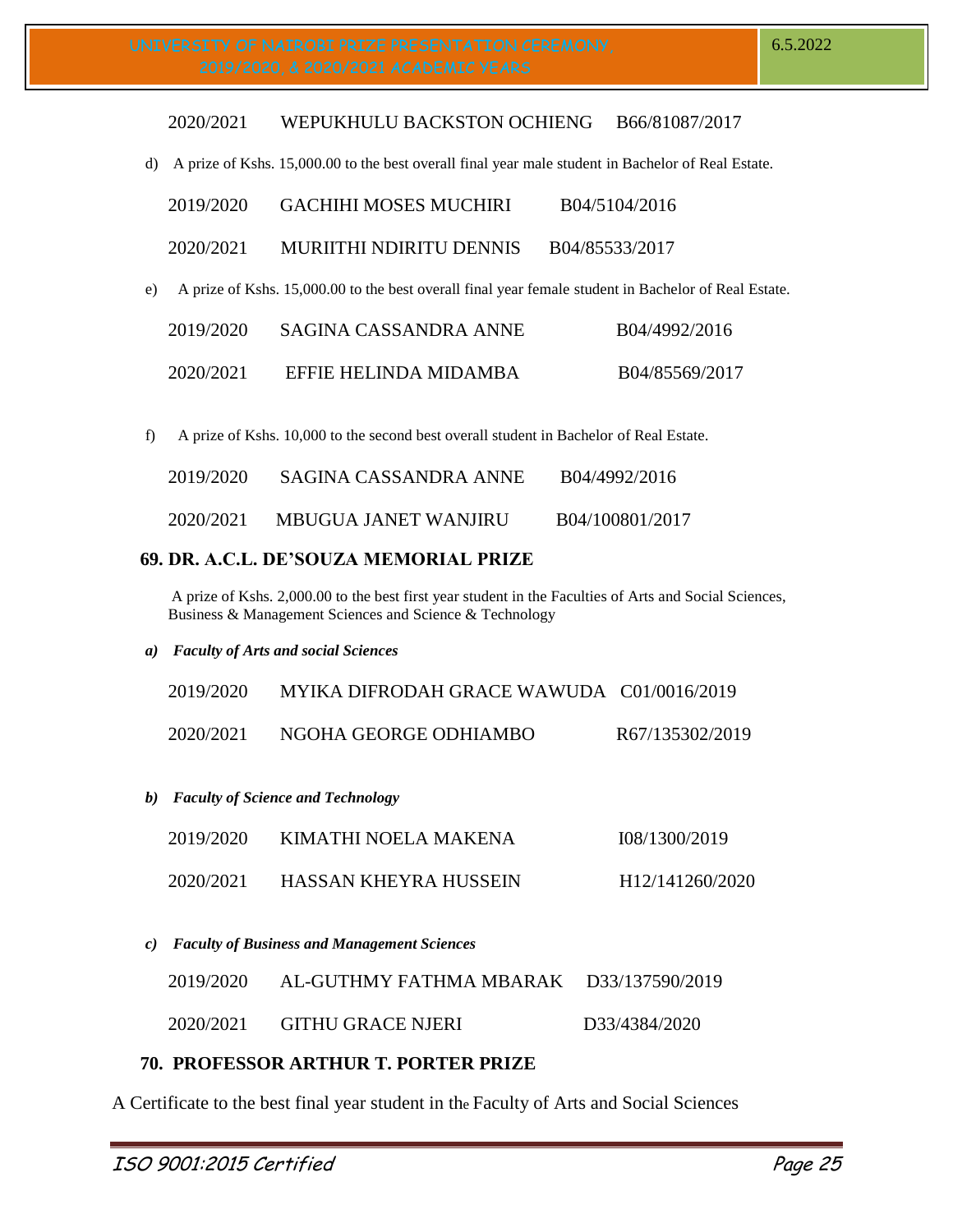| | | |
|---|---|---|
| 2020/2021 | WEPUKHULU BACKSTON OCHIENG | B66/81087/2017 |

d) A prize of Kshs. 15,000.00 to the best overall final year male student in Bachelor of Real Estate.

| | | |
|---|---|---|
| 2019/2020 | GACHIHI MOSES MUCHIRI | B04/5104/2016 |
| 2020/2021 | MURIITHI NDIRITU DENNIS | B04/85533/2017 |

e) A prize of Kshs. 15,000.00 to the best overall final year female student in Bachelor of Real Estate.

| | | |
|---|---|---|
| 2019/2020 | SAGINA CASSANDRA ANNE | B04/4992/2016 |
| 2020/2021 | EFFIE HELINDA MIDAMBA | B04/85569/2017 |

f) A prize of Kshs. 10,000 to the second best overall student in Bachelor of Real Estate.

| | | |
|---|---|---|
| 2019/2020 | SAGINA CASSANDRA ANNE | B04/4992/2016 |
| 2020/2021 | MBUGUA JANET WANJIRU | B04/100801/2017 |

## 69. DR. A.C.L. DE'SOUZA MEMORIAL PRIZE

A prize of Kshs. 2,000.00 to the best first year student in the Faculties of Arts and Social Sciences, Business & Management Sciences and Science & Technology

***a) Faculty of Arts and social Sciences***

| | | |
|---|---|---|
| 2019/2020 | MYIKA DIFRODAH GRACE WAWUDA | C01/0016/2019 |
| 2020/2021 | NGOHA GEORGE ODHIAMBO | R67/135302/2019 |

***b) Faculty of Science and Technology***

| | | |
|---|---|---|
| 2019/2020 | KIMATHI NOELA MAKENA | I08/1300/2019 |
| 2020/2021 | HASSAN KHEYRA HUSSEIN | H12/141260/2020 |

***c) Faculty of Business and Management Sciences***

| | | |
|---|---|---|
| 2019/2020 | AL-GUTHMY FATHMA MBARAK | D33/137590/2019 |
| 2020/2021 | GITHU GRACE NJERI | D33/4384/2020 |

## 70. PROFESSOR ARTHUR T. PORTER PRIZE

A Certificate to the best final year student in the Faculty of Arts and Social Sciences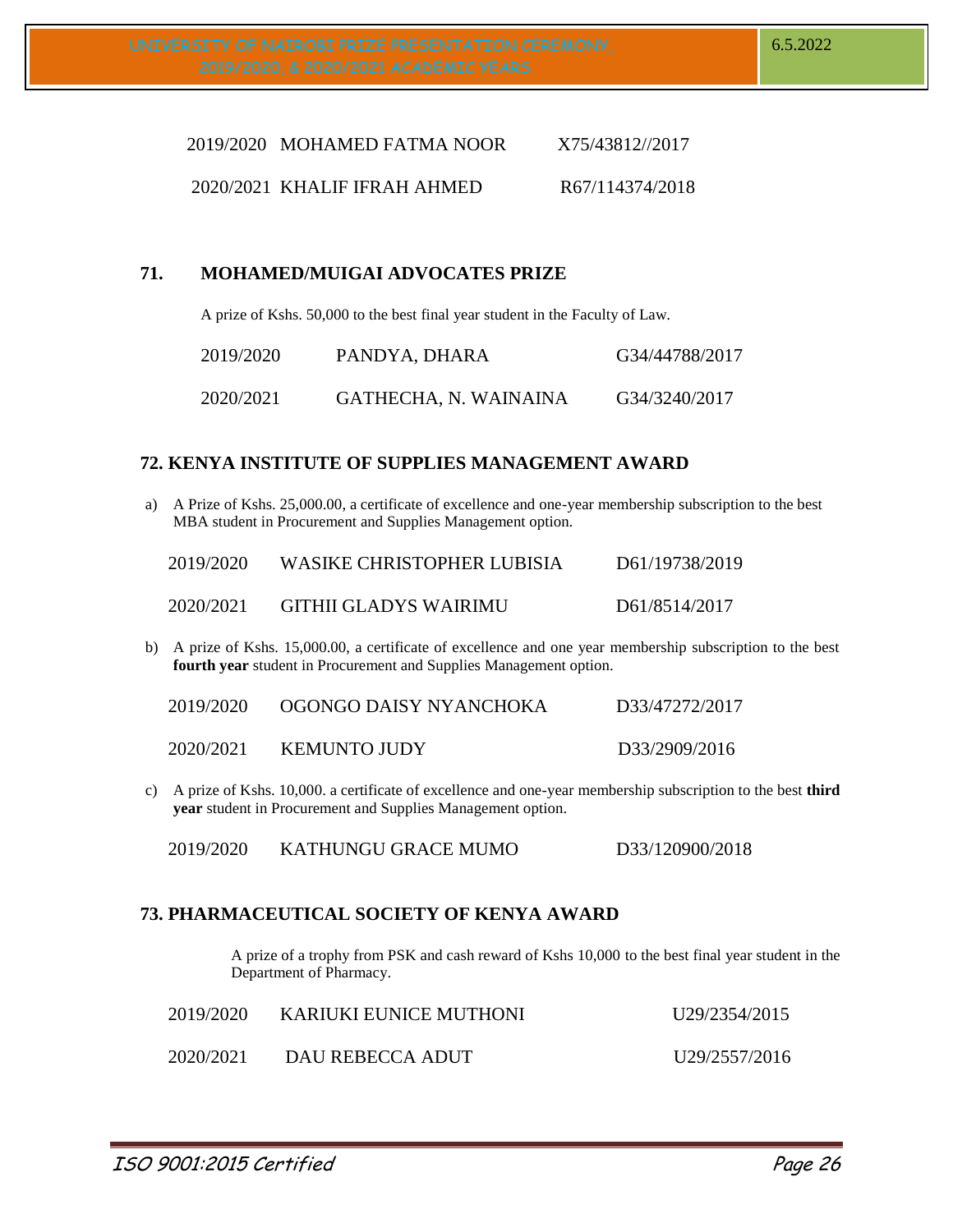| | | |
|---|---|---|
| 2019/2020 | MOHAMED FATMA NOOR | X75/43812//2017 |
| 2020/2021 | KHALIF IFRAH AHMED | R67/114374/2018 |

## 71. MOHAMED/MUIGAI ADVOCATES PRIZE

A prize of Kshs. 50,000 to the best final year student in the Faculty of Law.

| | | |
|---|---|---|
| 2019/2020 | PANDYA, DHARA | G34/44788/2017 |
| 2020/2021 | GATHECHA, N. WAINAINA | G34/3240/2017 |

## 72. KENYA INSTITUTE OF SUPPLIES MANAGEMENT AWARD

a) A Prize of Kshs. 25,000.00, a certificate of excellence and one-year membership subscription to the best MBA student in Procurement and Supplies Management option.

| | | |
|---|---|---|
| 2019/2020 | WASIKE CHRISTOPHER LUBISIA | D61/19738/2019 |
| 2020/2021 | GITHII GLADYS WAIRIMU | D61/8514/2017 |

b) A prize of Kshs. 15,000.00, a certificate of excellence and one year membership subscription to the best **fourth year** student in Procurement and Supplies Management option.

| | | |
|---|---|---|
| 2019/2020 | OGONGO DAISY NYANCHOKA | D33/47272/2017 |
| 2020/2021 | KEMUNTO JUDY | D33/2909/2016 |

c) A prize of Kshs. 10,000. a certificate of excellence and one-year membership subscription to the best **third year** student in Procurement and Supplies Management option.

| | | |
|---|---|---|
| 2019/2020 | KATHUNGU GRACE MUMO | D33/120900/2018 |

## 73. PHARMACEUTICAL SOCIETY OF KENYA AWARD

A prize of a trophy from PSK and cash reward of Kshs 10,000 to the best final year student in the Department of Pharmacy.

| | | |
|---|---|---|
| 2019/2020 | KARIUKI EUNICE MUTHONI | U29/2354/2015 |
| 2020/2021 | DAU REBECCA ADUT | U29/2557/2016 |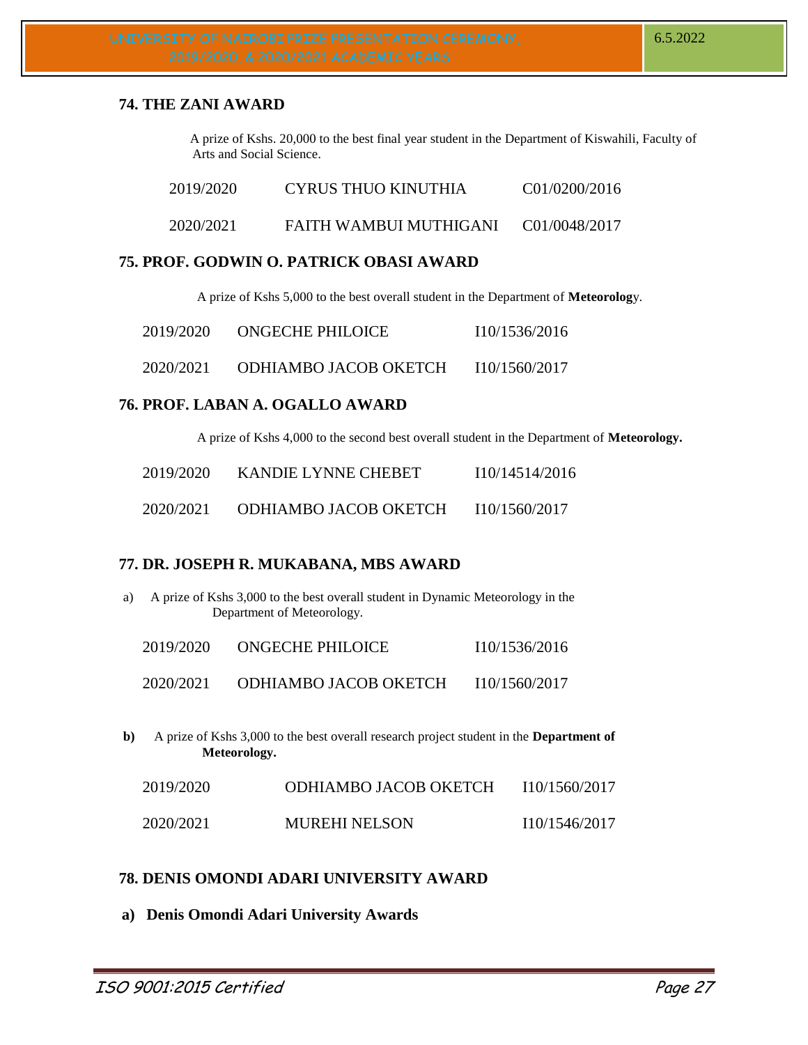## 74. THE ZANI AWARD

A prize of Kshs. 20,000 to the best final year student in the Department of Kiswahili, Faculty of Arts and Social Science.

| | | |
|---|---|---|
| 2019/2020 | CYRUS THUO KINUTHIA | C01/0200/2016 |
| 2020/2021 | FAITH WAMBUI MUTHIGANI | C01/0048/2017 |

## 75. PROF. GODWIN O. PATRICK OBASI AWARD

A prize of Kshs 5,000 to the best overall student in the Department of **Meteorolog**y.

| | | |
|---|---|---|
| 2019/2020 | ONGECHE PHILOICE | I10/1536/2016 |
| 2020/2021 | ODHIAMBO JACOB OKETCH | I10/1560/2017 |

## 76. PROF. LABAN A. OGALLO AWARD

A prize of Kshs 4,000 to the second best overall student in the Department of **Meteorology.**

| | | |
|---|---|---|
| 2019/2020 | KANDIE LYNNE CHEBET | I10/14514/2016 |
| 2020/2021 | ODHIAMBO JACOB OKETCH | I10/1560/2017 |

## 77. DR. JOSEPH R. MUKABANA, MBS AWARD

a) A prize of Kshs 3,000 to the best overall student in Dynamic Meteorology in the Department of Meteorology.

| | | |
|---|---|---|
| 2019/2020 | ONGECHE PHILOICE | I10/1536/2016 |
| 2020/2021 | ODHIAMBO JACOB OKETCH | I10/1560/2017 |

**b)** A prize of Kshs 3,000 to the best overall research project student in the **Department of Meteorology.**

| | | |
|---|---|---|
| 2019/2020 | ODHIAMBO JACOB OKETCH | I10/1560/2017 |
| 2020/2021 | MUREHI NELSON | I10/1546/2017 |

## 78. DENIS OMONDI ADARI UNIVERSITY AWARD

**a) Denis Omondi Adari University Awards**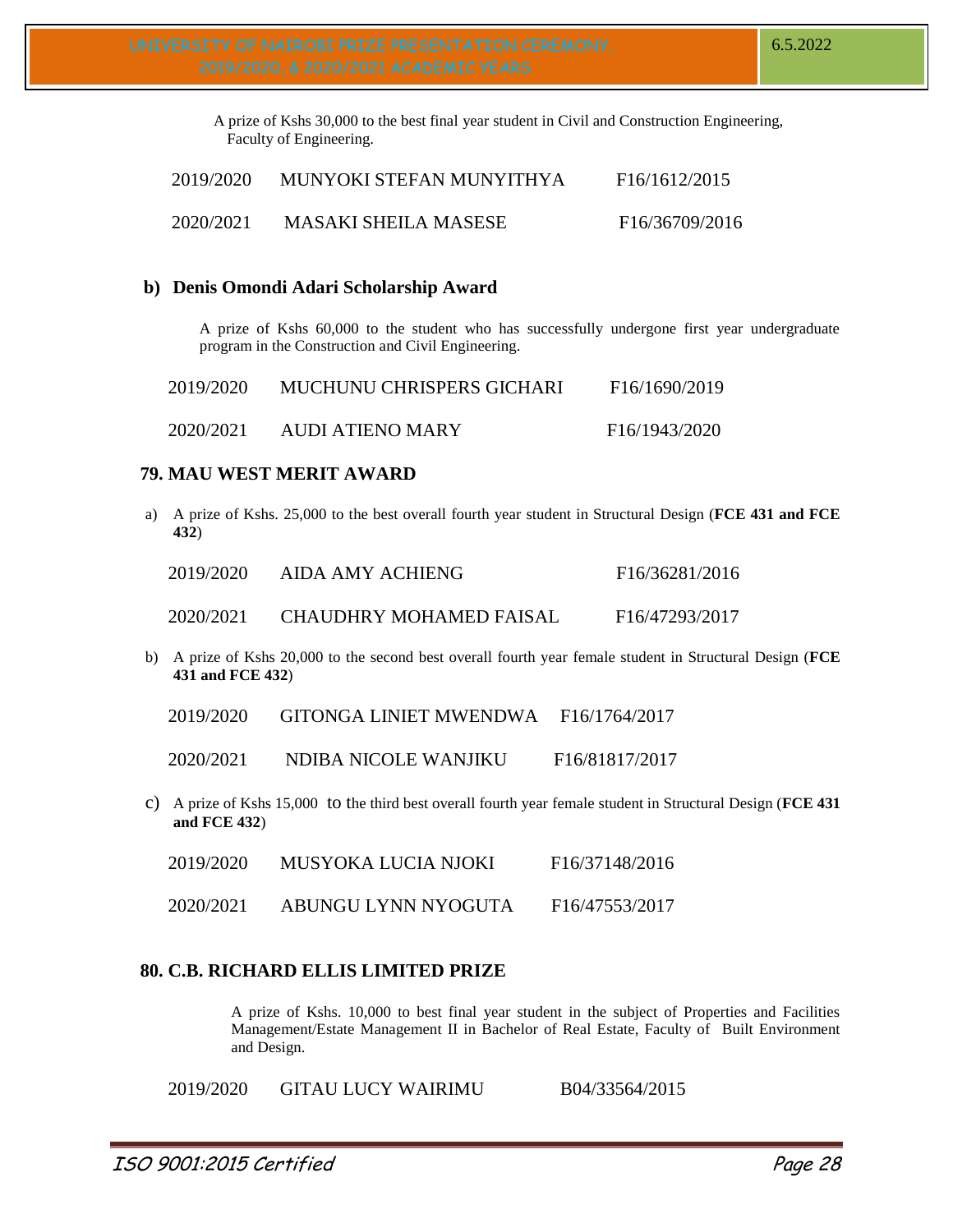A prize of Kshs 30,000 to the best final year student in Civil and Construction Engineering, Faculty of Engineering.

| | | |
|---|---|---|
| 2019/2020 | MUNYOKI STEFAN MUNYITHYA | F16/1612/2015 |
| 2020/2021 | MASAKI SHEILA MASESE | F16/36709/2016 |

### b) Denis Omondi Adari Scholarship Award

A prize of Kshs 60,000 to the student who has successfully undergone first year undergraduate program in the Construction and Civil Engineering.

| | | |
|---|---|---|
| 2019/2020 | MUCHUNU CHRISPERS GICHARI | F16/1690/2019 |
| 2020/2021 | AUDI ATIENO MARY | F16/1943/2020 |

## 79. MAU WEST MERIT AWARD

a) A prize of Kshs. 25,000 to the best overall fourth year student in Structural Design (**FCE 431 and FCE 432**)

| | | |
|---|---|---|
| 2019/2020 | AIDA AMY ACHIENG | F16/36281/2016 |
| 2020/2021 | CHAUDHRY MOHAMED FAISAL | F16/47293/2017 |

b) A prize of Kshs 20,000 to the second best overall fourth year female student in Structural Design (**FCE 431 and FCE 432**)

| | | |
|---|---|---|
| 2019/2020 | GITONGA LINIET MWENDWA | F16/1764/2017 |
| 2020/2021 | NDIBA NICOLE WANJIKU | F16/81817/2017 |

c) A prize of Kshs 15,000 to the third best overall fourth year female student in Structural Design (**FCE 431 and FCE 432**)

| | | |
|---|---|---|
| 2019/2020 | MUSYOKA LUCIA NJOKI | F16/37148/2016 |
| 2020/2021 | ABUNGU LYNN NYOGUTA | F16/47553/2017 |

## 80. C.B. RICHARD ELLIS LIMITED PRIZE

A prize of Kshs. 10,000 to best final year student in the subject of Properties and Facilities Management/Estate Management II in Bachelor of Real Estate, Faculty of Built Environment and Design.

| | | |
|---|---|---|
| 2019/2020 | GITAU LUCY WAIRIMU | B04/33564/2015 |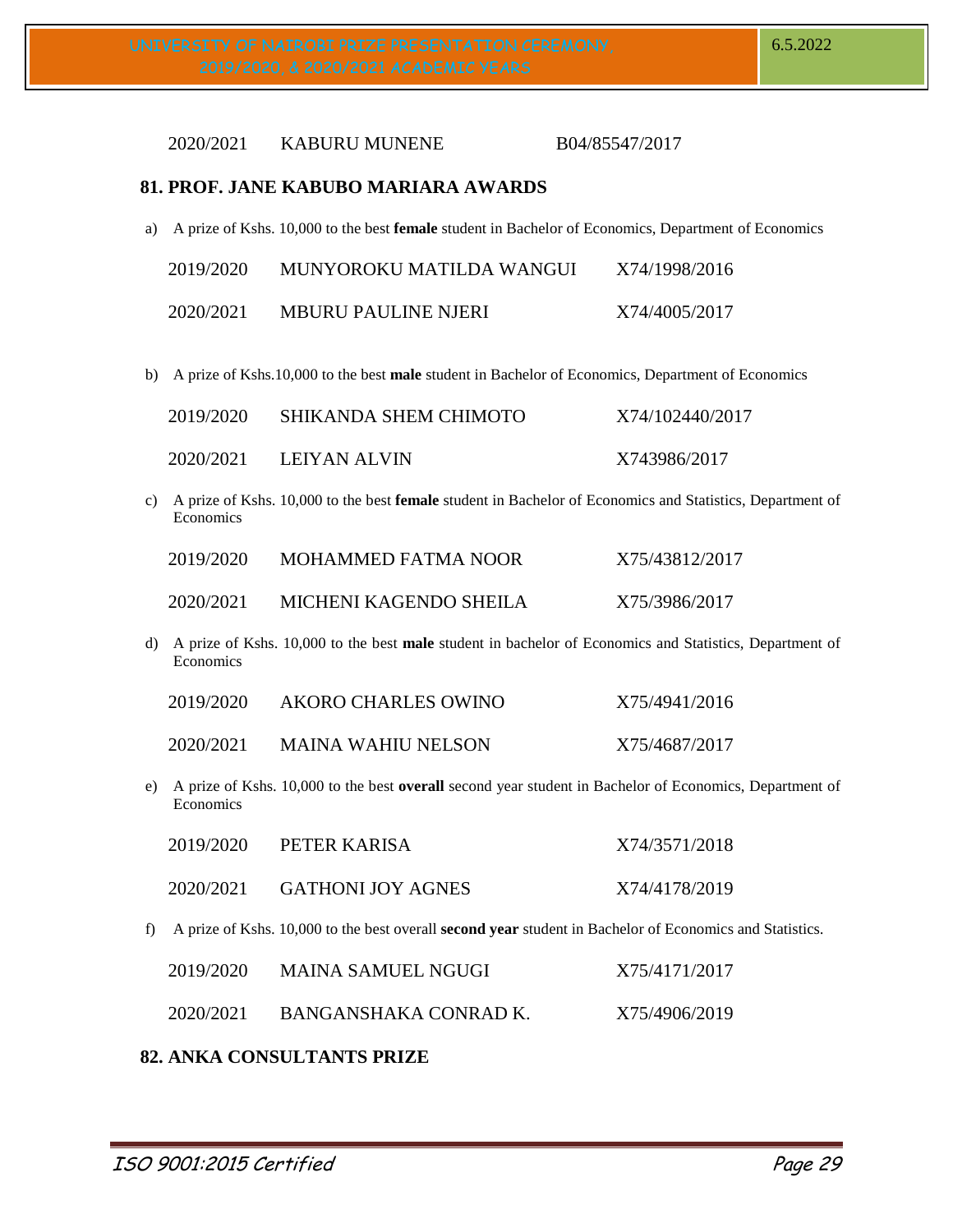| | | |
|---|---|---|
| 2020/2021 | KABURU MUNENE | B04/85547/2017 |

**81. PROF. JANE KABUBO MARIARA AWARDS**

a) A prize of Kshs. 10,000 to the best **female** student in Bachelor of Economics, Department of Economics

| | | |
|---|---|---|
| 2019/2020 | MUNYOROKU MATILDA WANGUI | X74/1998/2016 |
| 2020/2021 | MBURU PAULINE NJERI | X74/4005/2017 |

b) A prize of Kshs.10,000 to the best **male** student in Bachelor of Economics, Department of Economics

| | | |
|---|---|---|
| 2019/2020 | SHIKANDA SHEM CHIMOTO | X74/102440/2017 |
| 2020/2021 | LEIYAN ALVIN | X743986/2017 |

c) A prize of Kshs. 10,000 to the best **female** student in Bachelor of Economics and Statistics, Department of Economics

| | | |
|---|---|---|
| 2019/2020 | MOHAMMED FATMA NOOR | X75/43812/2017 |
| 2020/2021 | MICHENI KAGENDO SHEILA | X75/3986/2017 |

d) A prize of Kshs. 10,000 to the best **male** student in bachelor of Economics and Statistics, Department of Economics

| | | |
|---|---|---|
| 2019/2020 | AKORO CHARLES OWINO | X75/4941/2016 |
| 2020/2021 | MAINA WAHIU NELSON | X75/4687/2017 |

e) A prize of Kshs. 10,000 to the best **overall** second year student in Bachelor of Economics, Department of Economics

| | | |
|---|---|---|
| 2019/2020 | PETER KARISA | X74/3571/2018 |
| 2020/2021 | GATHONI JOY AGNES | X74/4178/2019 |

f) A prize of Kshs. 10,000 to the best overall **second year** student in Bachelor of Economics and Statistics.

| | | |
|---|---|---|
| 2019/2020 | MAINA SAMUEL NGUGI | X75/4171/2017 |
| 2020/2021 | BANGANSHAKA CONRAD K. | X75/4906/2019 |

**82. ANKA CONSULTANTS PRIZE**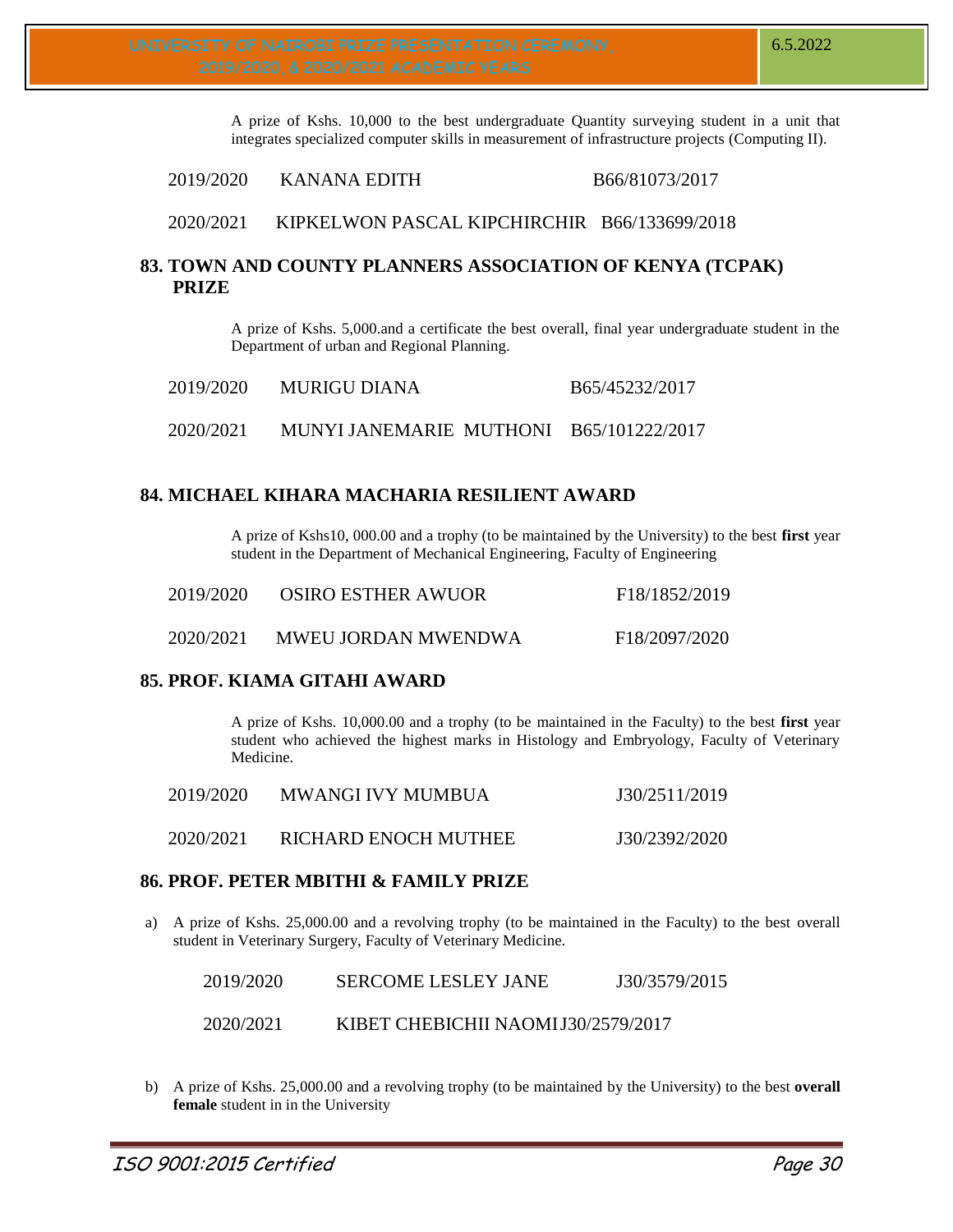A prize of Kshs. 10,000 to the best undergraduate Quantity surveying student in a unit that integrates specialized computer skills in measurement of infrastructure projects (Computing II).

| | | |
|---|---|---|
| 2019/2020 | KANANA EDITH | B66/81073/2017 |
| 2020/2021 | KIPKELWON PASCAL KIPCHIRCHIR | B66/133699/2018 |

## 83. TOWN AND COUNTY PLANNERS ASSOCIATION OF KENYA (TCPAK) PRIZE

A prize of Kshs. 5,000.and a certificate the best overall, final year undergraduate student in the Department of urban and Regional Planning.

| | | |
|---|---|---|
| 2019/2020 | MURIGU DIANA | B65/45232/2017 |
| 2020/2021 | MUNYI JANEMARIE MUTHONI | B65/101222/2017 |

## 84. MICHAEL KIHARA MACHARIA RESILIENT AWARD

A prize of Kshs10, 000.00 and a trophy (to be maintained by the University) to the best **first** year student in the Department of Mechanical Engineering, Faculty of Engineering

| | | |
|---|---|---|
| 2019/2020 | OSIRO ESTHER AWUOR | F18/1852/2019 |
| 2020/2021 | MWEU JORDAN MWENDWA | F18/2097/2020 |

## 85. PROF. KIAMA GITAHI AWARD

A prize of Kshs. 10,000.00 and a trophy (to be maintained in the Faculty) to the best **first** year student who achieved the highest marks in Histology and Embryology, Faculty of Veterinary Medicine.

| | | |
|---|---|---|
| 2019/2020 | MWANGI IVY MUMBUA | J30/2511/2019 |
| 2020/2021 | RICHARD ENOCH MUTHEE | J30/2392/2020 |

## 86. PROF. PETER MBITHI & FAMILY PRIZE

a) A prize of Kshs. 25,000.00 and a revolving trophy (to be maintained in the Faculty) to the best overall student in Veterinary Surgery, Faculty of Veterinary Medicine.

| | | |
|---|---|---|
| 2019/2020 | SERCOME LESLEY JANE | J30/3579/2015 |
| 2020/2021 | KIBET CHEBICHII NAOMI | J30/2579/2017 |

b) A prize of Kshs. 25,000.00 and a revolving trophy (to be maintained by the University) to the best **overall female** student in in the University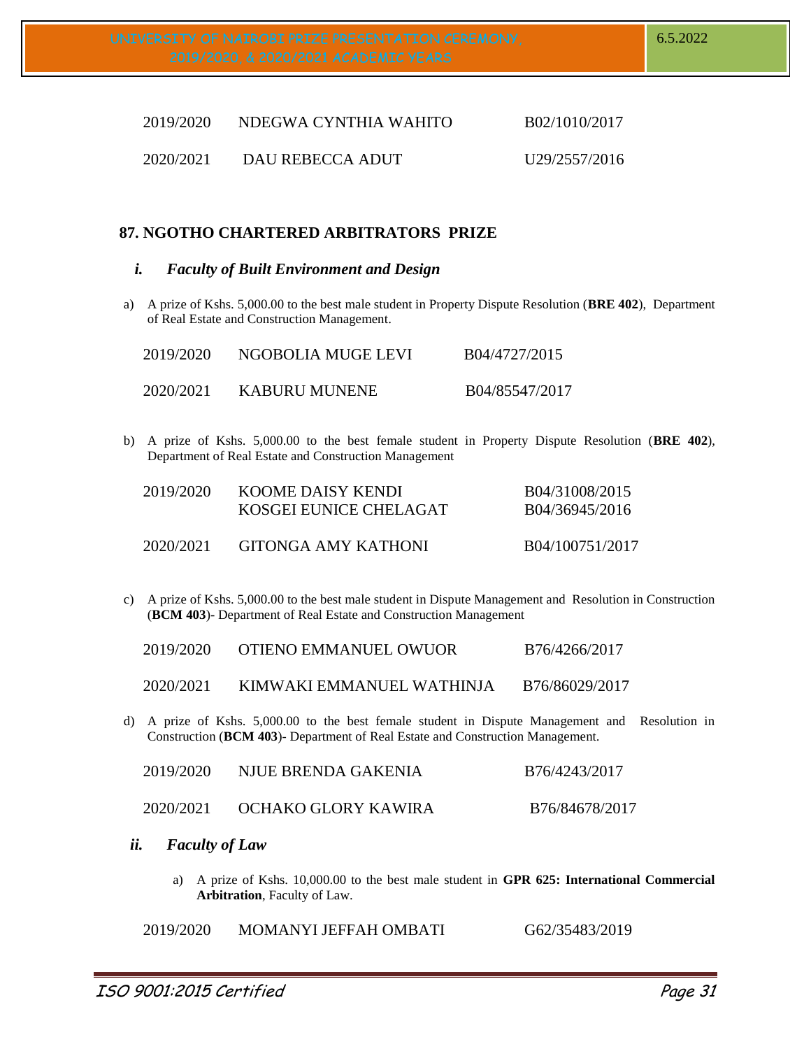| | | |
|---|---|---|
| 2019/2020 | NDEGWA CYNTHIA WAHITO | B02/1010/2017 |
| 2020/2021 | DAU REBECCA ADUT | U29/2557/2016 |

### 87. NGOTHO CHARTERED ARBITRATORS PRIZE

#### *i. Faculty of Built Environment and Design*

a) A prize of Kshs. 5,000.00 to the best male student in Property Dispute Resolution (**BRE 402**), Department of Real Estate and Construction Management.

| | | |
|---|---|---|
| 2019/2020 | NGOBOLIA MUGE LEVI | B04/4727/2015 |
| 2020/2021 | KABURU MUNENE | B04/85547/2017 |

b) A prize of Kshs. 5,000.00 to the best female student in Property Dispute Resolution (**BRE 402**), Department of Real Estate and Construction Management

| | | |
|---|---|---|
| 2019/2020 | KOOME DAISY KENDI | B04/31008/2015 |
| | KOSGEI EUNICE CHELAGAT | B04/36945/2016 |
| 2020/2021 | GITONGA AMY KATHONI | B04/100751/2017 |

c) A prize of Kshs. 5,000.00 to the best male student in Dispute Management and Resolution in Construction (**BCM 403**)- Department of Real Estate and Construction Management

| | | |
|---|---|---|
| 2019/2020 | OTIENO EMMANUEL OWUOR | B76/4266/2017 |
| 2020/2021 | KIMWAKI EMMANUEL WATHINJA | B76/86029/2017 |

d) A prize of Kshs. 5,000.00 to the best female student in Dispute Management and Resolution in Construction (**BCM 403**)- Department of Real Estate and Construction Management.

| | | |
|---|---|---|
| 2019/2020 | NJUE BRENDA GAKENIA | B76/4243/2017 |
| 2020/2021 | OCHAKO GLORY KAWIRA | B76/84678/2017 |

#### *ii. Faculty of Law*

a) A prize of Kshs. 10,000.00 to the best male student in **GPR 625: International Commercial Arbitration**, Faculty of Law.

| | | |
|---|---|---|
| 2019/2020 | MOMANYI JEFFAH OMBATI | G62/35483/2019 |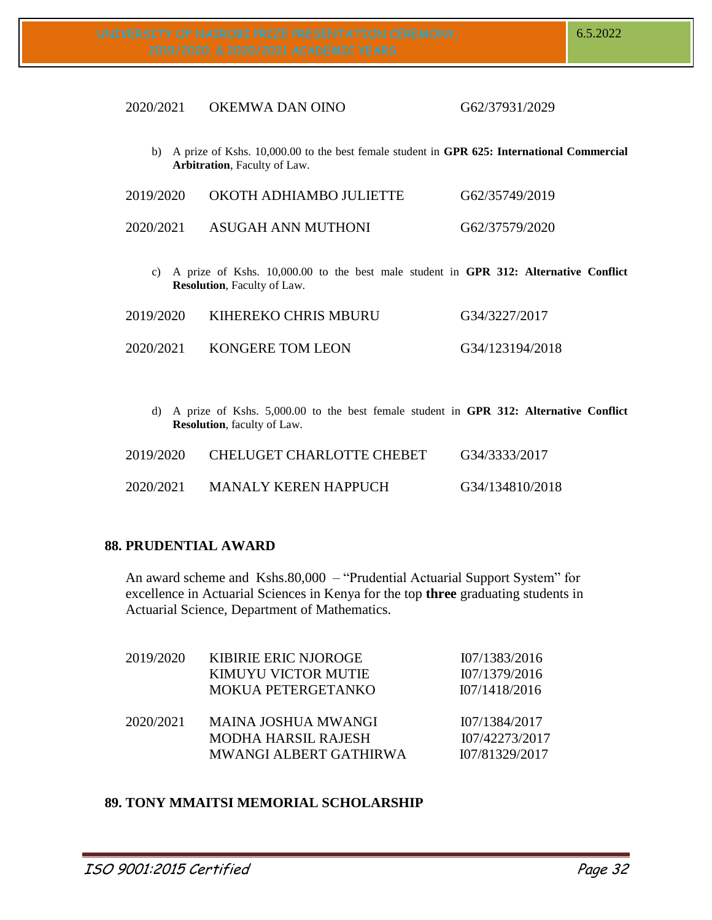| | | |
|---|---|---|
| 2020/2021 | OKEMWA DAN OINO | G62/37931/2029 |

b) A prize of Kshs. 10,000.00 to the best female student in **GPR 625: International Commercial Arbitration**, Faculty of Law.

| | | |
|---|---|---|
| 2019/2020 | OKOTH ADHIAMBO JULIETTE | G62/35749/2019 |
| 2020/2021 | ASUGAH ANN MUTHONI | G62/37579/2020 |

c) A prize of Kshs. 10,000.00 to the best male student in **GPR 312: Alternative Conflict Resolution**, Faculty of Law.

| | | |
|---|---|---|
| 2019/2020 | KIHEREKO CHRIS MBURU | G34/3227/2017 |
| 2020/2021 | KONGERE TOM LEON | G34/123194/2018 |

d) A prize of Kshs. 5,000.00 to the best female student in **GPR 312: Alternative Conflict Resolution**, faculty of Law.

| | | |
|---|---|---|
| 2019/2020 | CHELUGET CHARLOTTE CHEBET | G34/3333/2017 |
| 2020/2021 | MANALY KEREN HAPPUCH | G34/134810/2018 |

## 88. PRUDENTIAL AWARD

An award scheme and Kshs.80,000 – "Prudential Actuarial Support System" for excellence in Actuarial Sciences in Kenya for the top **three** graduating students in Actuarial Science, Department of Mathematics.

| | | |
|---|---|---|
| 2019/2020 | KIBIRIE ERIC NJOROGE | I07/1383/2016 |
| | KIMUYU VICTOR MUTIE | I07/1379/2016 |
| | MOKUA PETERGETANKO | I07/1418/2016 |
| 2020/2021 | MAINA JOSHUA MWANGI | I07/1384/2017 |
| | MODHA HARSIL RAJESH | I07/42273/2017 |
| | MWANGI ALBERT GATHIRWA | I07/81329/2017 |

## 89. TONY MMAITSI MEMORIAL SCHOLARSHIP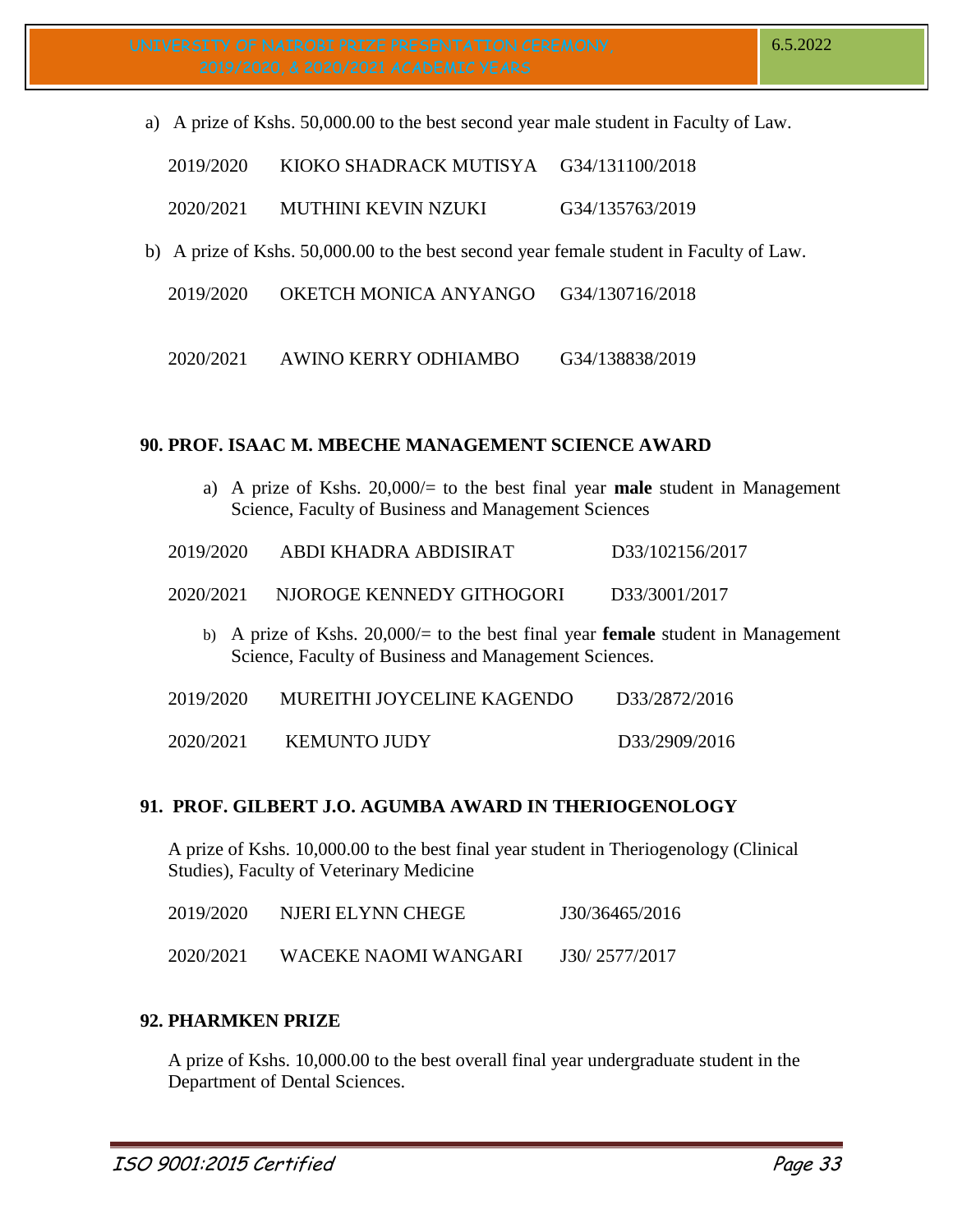a) A prize of Kshs. 50,000.00 to the best second year male student in Faculty of Law.

| | | |
|---|---|---|
| 2019/2020 | KIOKO SHADRACK MUTISYA | G34/131100/2018 |
| 2020/2021 | MUTHINI KEVIN NZUKI | G34/135763/2019 |

b) A prize of Kshs. 50,000.00 to the best second year female student in Faculty of Law.

| | | |
|---|---|---|
| 2019/2020 | OKETCH MONICA ANYANGO | G34/130716/2018 |
| 2020/2021 | AWINO KERRY ODHIAMBO | G34/138838/2019 |

**90. PROF. ISAAC M. MBECHE MANAGEMENT SCIENCE AWARD**

a) A prize of Kshs. 20,000/= to the best final year **male** student in Management Science, Faculty of Business and Management Sciences

| | | |
|---|---|---|
| 2019/2020 | ABDI KHADRA ABDISIRAT | D33/102156/2017 |
| 2020/2021 | NJOROGE KENNEDY GITHOGORI | D33/3001/2017 |

b) A prize of Kshs. 20,000/= to the best final year **female** student in Management Science, Faculty of Business and Management Sciences.

| | | |
|---|---|---|
| 2019/2020 | MUREITHI JOYCELINE KAGENDO | D33/2872/2016 |
| 2020/2021 | KEMUNTO JUDY | D33/2909/2016 |

**91. PROF. GILBERT J.O. AGUMBA AWARD IN THERIOGENOLOGY**

A prize of Kshs. 10,000.00 to the best final year student in Theriogenology (Clinical Studies), Faculty of Veterinary Medicine

| | | |
|---|---|---|
| 2019/2020 | NJERI ELYNN CHEGE | J30/36465/2016 |
| 2020/2021 | WACEKE NAOMI WANGARI | J30/ 2577/2017 |

**92. PHARMKEN PRIZE**

A prize of Kshs. 10,000.00 to the best overall final year undergraduate student in the Department of Dental Sciences.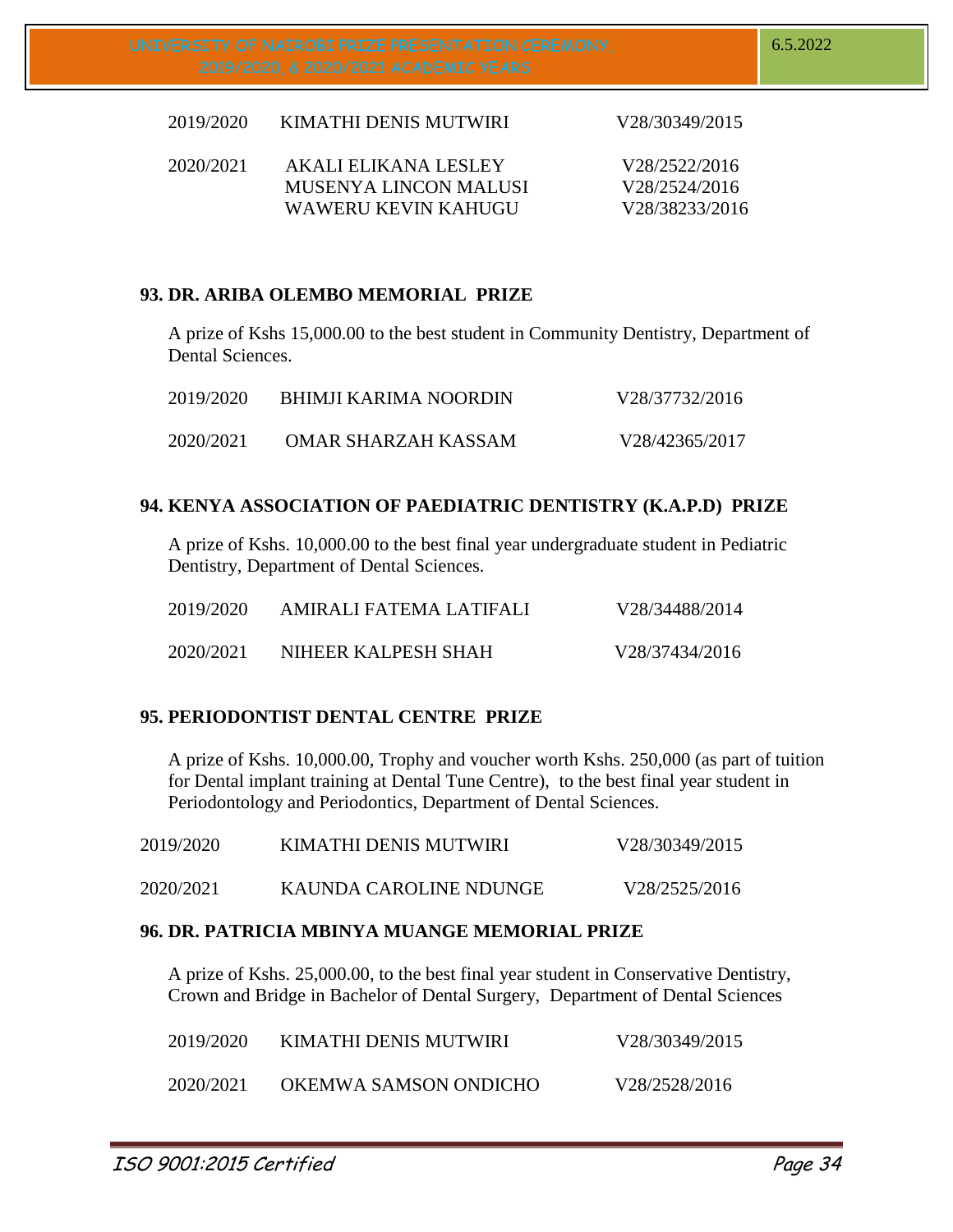| | | |
|---|---|---|
| 2019/2020 | KIMATHI DENIS MUTWIRI | V28/30349/2015 |
| 2020/2021 | AKALI ELIKANA LESLEY | V28/2522/2016 |
| | MUSENYA LINCON MALUSI | V28/2524/2016 |
| | WAWERU KEVIN KAHUGU | V28/38233/2016 |

### 93. DR. ARIBA OLEMBO MEMORIAL PRIZE

A prize of Kshs 15,000.00 to the best student in Community Dentistry, Department of Dental Sciences.

| | | |
|---|---|---|
| 2019/2020 | BHIMJI KARIMA NOORDIN | V28/37732/2016 |
| 2020/2021 | OMAR SHARZAH KASSAM | V28/42365/2017 |

### 94. KENYA ASSOCIATION OF PAEDIATRIC DENTISTRY (K.A.P.D) PRIZE

A prize of Kshs. 10,000.00 to the best final year undergraduate student in Pediatric Dentistry, Department of Dental Sciences.

| | | |
|---|---|---|
| 2019/2020 | AMIRALI FATEMA LATIFALI | V28/34488/2014 |
| 2020/2021 | NIHEER KALPESH SHAH | V28/37434/2016 |

### 95. PERIODONTIST DENTAL CENTRE PRIZE

A prize of Kshs. 10,000.00, Trophy and voucher worth Kshs. 250,000 (as part of tuition for Dental implant training at Dental Tune Centre), to the best final year student in Periodontology and Periodontics, Department of Dental Sciences.

| | | |
|---|---|---|
| 2019/2020 | KIMATHI DENIS MUTWIRI | V28/30349/2015 |
| 2020/2021 | KAUNDA CAROLINE NDUNGE | V28/2525/2016 |

### 96. DR. PATRICIA MBINYA MUANGE MEMORIAL PRIZE

A prize of Kshs. 25,000.00, to the best final year student in Conservative Dentistry, Crown and Bridge in Bachelor of Dental Surgery, Department of Dental Sciences

| | | |
|---|---|---|
| 2019/2020 | KIMATHI DENIS MUTWIRI | V28/30349/2015 |
| 2020/2021 | OKEMWA SAMSON ONDICHO | V28/2528/2016 |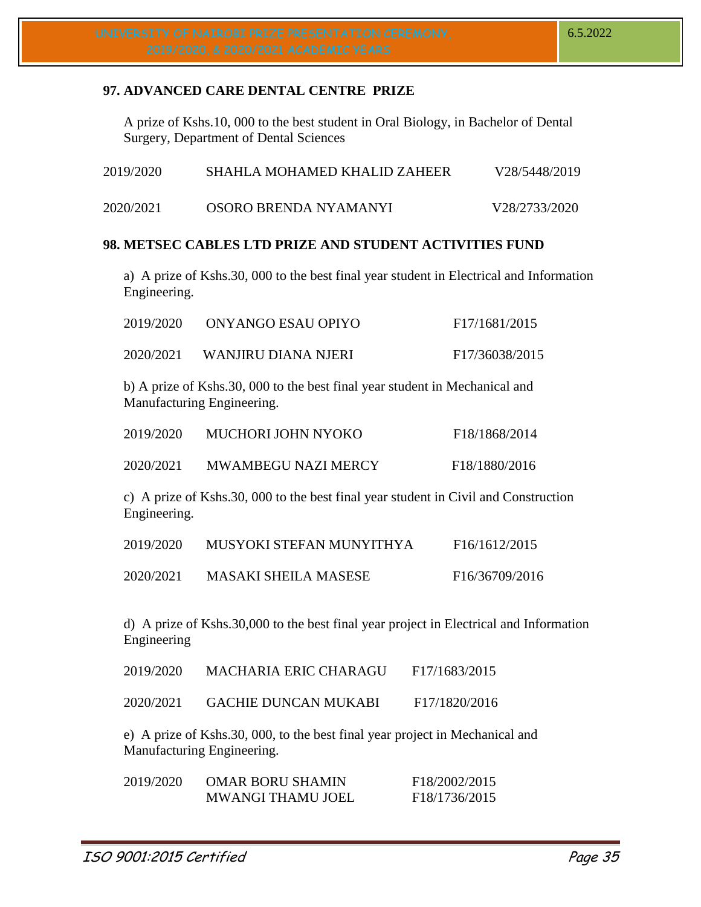### 97. ADVANCED CARE DENTAL CENTRE PRIZE

A prize of Kshs.10, 000 to the best student in Oral Biology, in Bachelor of Dental Surgery, Department of Dental Sciences

| | | |
|---|---|---|
| 2019/2020 | SHAHLA MOHAMED KHALID ZAHEER | V28/5448/2019 |
| 2020/2021 | OSORO BRENDA NYAMANYI | V28/2733/2020 |

### 98. METSEC CABLES LTD PRIZE AND STUDENT ACTIVITIES FUND

a) A prize of Kshs.30, 000 to the best final year student in Electrical and Information Engineering.

| | | |
|---|---|---|
| 2019/2020 | ONYANGO ESAU OPIYO | F17/1681/2015 |
| 2020/2021 | WANJIRU DIANA NJERI | F17/36038/2015 |

b) A prize of Kshs.30, 000 to the best final year student in Mechanical and Manufacturing Engineering.

| | | |
|---|---|---|
| 2019/2020 | MUCHORI JOHN NYOKO | F18/1868/2014 |
| 2020/2021 | MWAMBEGU NAZI MERCY | F18/1880/2016 |

c) A prize of Kshs.30, 000 to the best final year student in Civil and Construction Engineering.

| | | |
|---|---|---|
| 2019/2020 | MUSYOKI STEFAN MUNYITHYA | F16/1612/2015 |
| 2020/2021 | MASAKI SHEILA MASESE | F16/36709/2016 |

d) A prize of Kshs.30,000 to the best final year project in Electrical and Information Engineering

| | | |
|---|---|---|
| 2019/2020 | MACHARIA ERIC CHARAGU | F17/1683/2015 |
| 2020/2021 | GACHIE DUNCAN MUKABI | F17/1820/2016 |

e) A prize of Kshs.30, 000, to the best final year project in Mechanical and Manufacturing Engineering.

| | | |
|---|---|---|
| 2019/2020 | OMAR BORU SHAMIN | F18/2002/2015 |
| | MWANGI THAMU JOEL | F18/1736/2015 |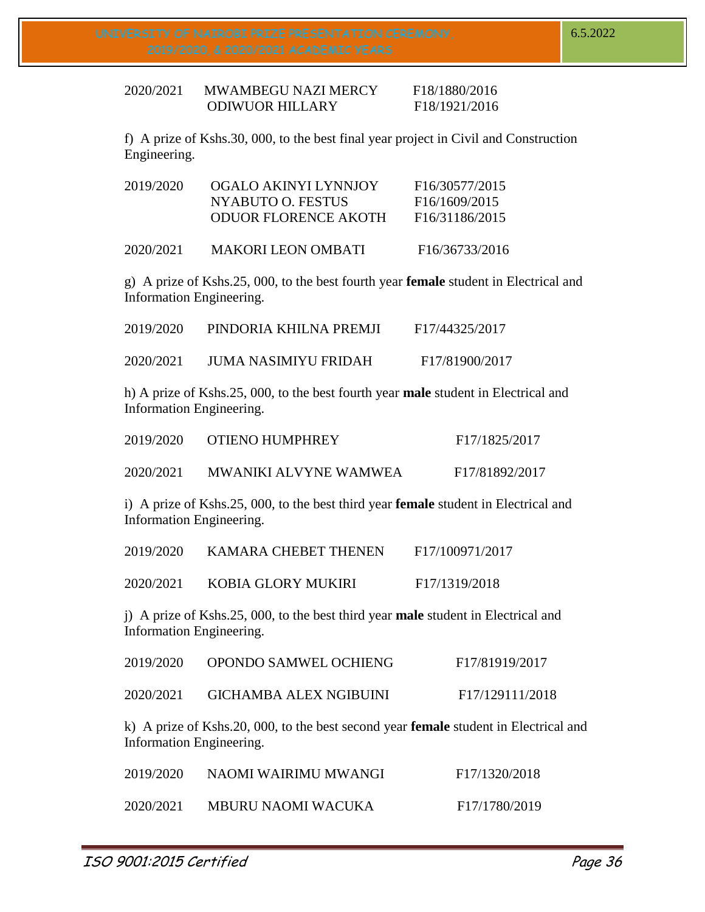| | | |
|---|---|---|
| 2020/2021 | MWAMBEGU NAZI MERCY | F18/1880/2016 |
| | ODIWUOR HILLARY | F18/1921/2016 |

f) A prize of Kshs.30, 000, to the best final year project in Civil and Construction Engineering.

| | | |
|---|---|---|
| 2019/2020 | OGALO AKINYI LYNNJOY | F16/30577/2015 |
| | NYABUTO O. FESTUS | F16/1609/2015 |
| | ODUOR FLORENCE AKOTH | F16/31186/2015 |
| 2020/2021 | MAKORI LEON OMBATI | F16/36733/2016 |

g) A prize of Kshs.25, 000, to the best fourth year **female** student in Electrical and Information Engineering.

| | | |
|---|---|---|
| 2019/2020 | PINDORIA KHILNA PREMJI | F17/44325/2017 |
| 2020/2021 | JUMA NASIMIYU FRIDAH | F17/81900/2017 |

h) A prize of Kshs.25, 000, to the best fourth year **male** student in Electrical and Information Engineering.

| | | |
|---|---|---|
| 2019/2020 | OTIENO HUMPHREY | F17/1825/2017 |
| 2020/2021 | MWANIKI ALVYNE WAMWEA | F17/81892/2017 |

i) A prize of Kshs.25, 000, to the best third year **female** student in Electrical and Information Engineering.

| | | |
|---|---|---|
| 2019/2020 | KAMARA CHEBET THENEN | F17/100971/2017 |
| 2020/2021 | KOBIA GLORY MUKIRI | F17/1319/2018 |

j) A prize of Kshs.25, 000, to the best third year **male** student in Electrical and Information Engineering.

| | | |
|---|---|---|
| 2019/2020 | OPONDO SAMWEL OCHIENG | F17/81919/2017 |
| 2020/2021 | GICHAMBA ALEX NGIBUINI | F17/129111/2018 |

k) A prize of Kshs.20, 000, to the best second year **female** student in Electrical and Information Engineering.

| | | |
|---|---|---|
| 2019/2020 | NAOMI WAIRIMU MWANGI | F17/1320/2018 |
| 2020/2021 | MBURU NAOMI WACUKA | F17/1780/2019 |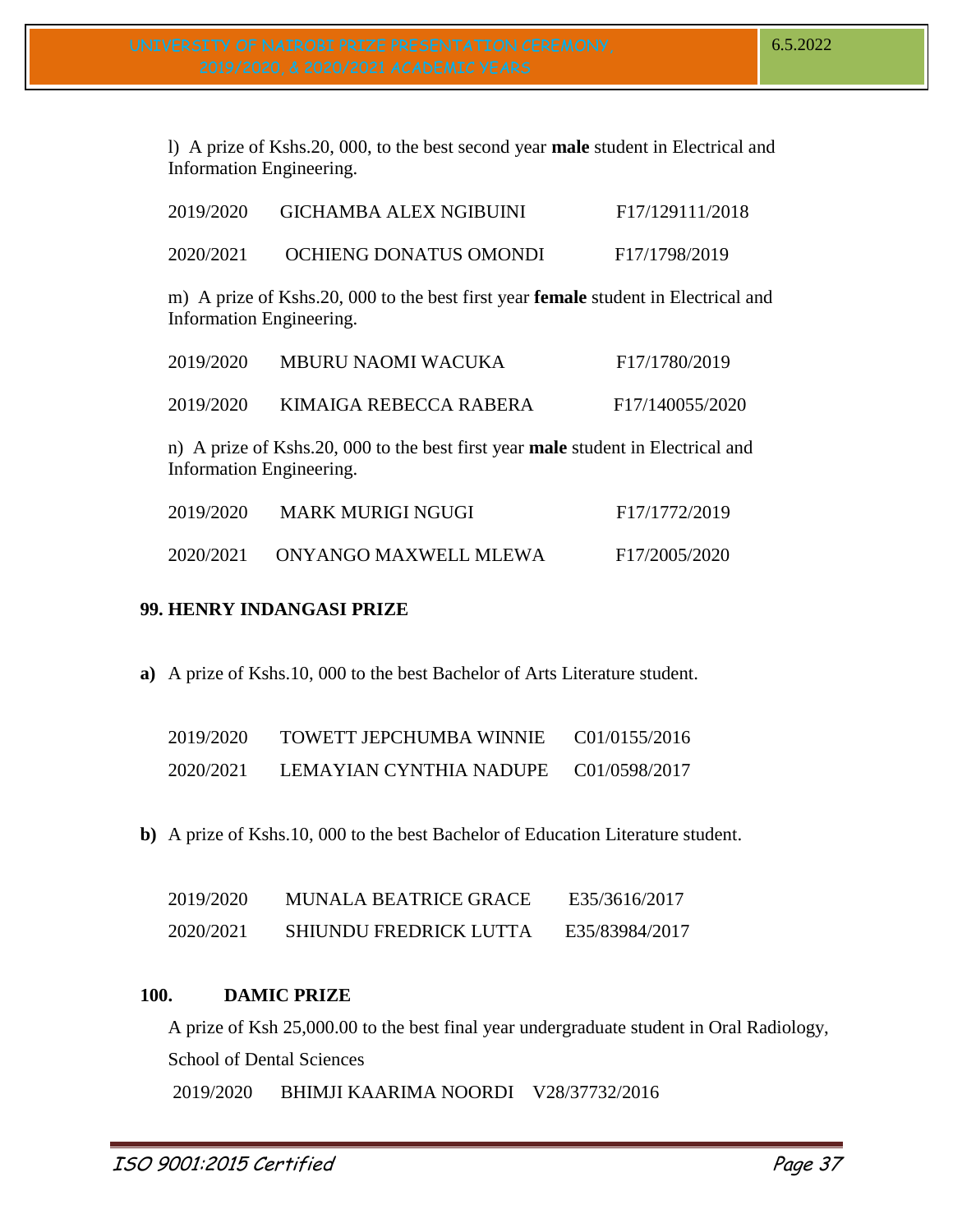l) A prize of Kshs.20, 000, to the best second year **male** student in Electrical and Information Engineering.

| | | |
|---|---|---|
| 2019/2020 | GICHAMBA ALEX NGIBUINI | F17/129111/2018 |
| 2020/2021 | OCHIENG DONATUS OMONDI | F17/1798/2019 |

m) A prize of Kshs.20, 000 to the best first year **female** student in Electrical and Information Engineering.

| | | |
|---|---|---|
| 2019/2020 | MBURU NAOMI WACUKA | F17/1780/2019 |
| 2019/2020 | KIMAIGA REBECCA RABERA | F17/140055/2020 |

n) A prize of Kshs.20, 000 to the best first year **male** student in Electrical and Information Engineering.

| | | |
|---|---|---|
| 2019/2020 | MARK MURIGI NGUGI | F17/1772/2019 |
| 2020/2021 | ONYANGO MAXWELL MLEWA | F17/2005/2020 |

## 99. HENRY INDANGASI PRIZE

**a)** A prize of Kshs.10, 000 to the best Bachelor of Arts Literature student.

| | | |
|---|---|---|
| 2019/2020 | TOWETT JEPCHUMBA WINNIE | C01/0155/2016 |
| 2020/2021 | LEMAYIAN CYNTHIA NADUPE | C01/0598/2017 |

**b)** A prize of Kshs.10, 000 to the best Bachelor of Education Literature student.

| | | |
|---|---|---|
| 2019/2020 | MUNALA BEATRICE GRACE | E35/3616/2017 |
| 2020/2021 | SHIUNDU FREDRICK LUTTA | E35/83984/2017 |

## 100. DAMIC PRIZE

A prize of Ksh 25,000.00 to the best final year undergraduate student in Oral Radiology, School of Dental Sciences

| | | |
|---|---|---|
| 2019/2020 | BHIMJI KAARIMA NOORDI | V28/37732/2016 |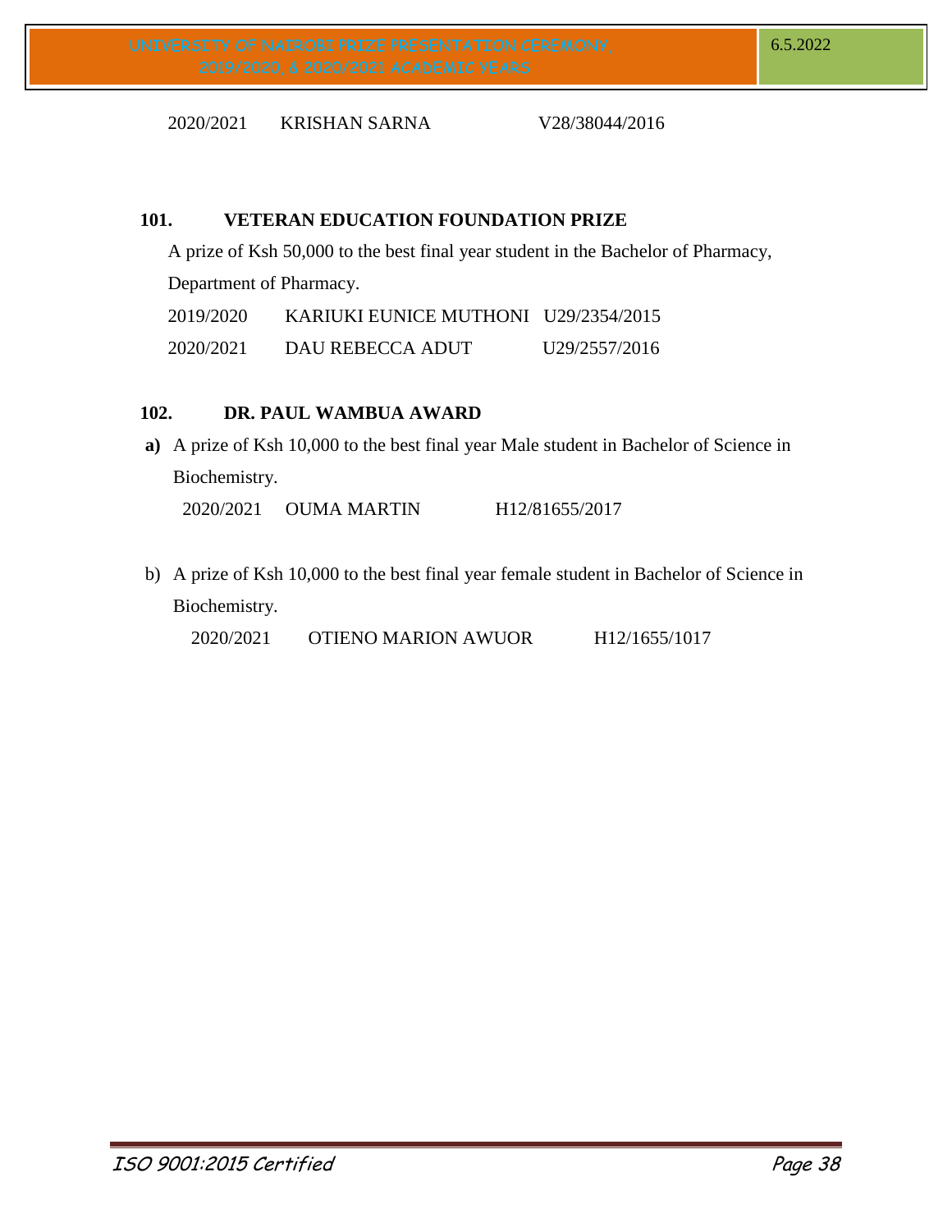| | | |
|---|---|---|
| 2020/2021 | KRISHAN SARNA | V28/38044/2016 |

**101. VETERAN EDUCATION FOUNDATION PRIZE**

A prize of Ksh 50,000 to the best final year student in the Bachelor of Pharmacy, Department of Pharmacy.

| | | |
|---|---|---|
| 2019/2020 | KARIUKI EUNICE MUTHONI | U29/2354/2015 |
| 2020/2021 | DAU REBECCA ADUT | U29/2557/2016 |

**102. DR. PAUL WAMBUA AWARD**

**a)** A prize of Ksh 10,000 to the best final year Male student in Bachelor of Science in Biochemistry.

| | | |
|---|---|---|
| 2020/2021 | OUMA MARTIN | H12/81655/2017 |

b) A prize of Ksh 10,000 to the best final year female student in Bachelor of Science in Biochemistry.

| | | |
|---|---|---|
| 2020/2021 | OTIENO MARION AWUOR | H12/1655/1017 |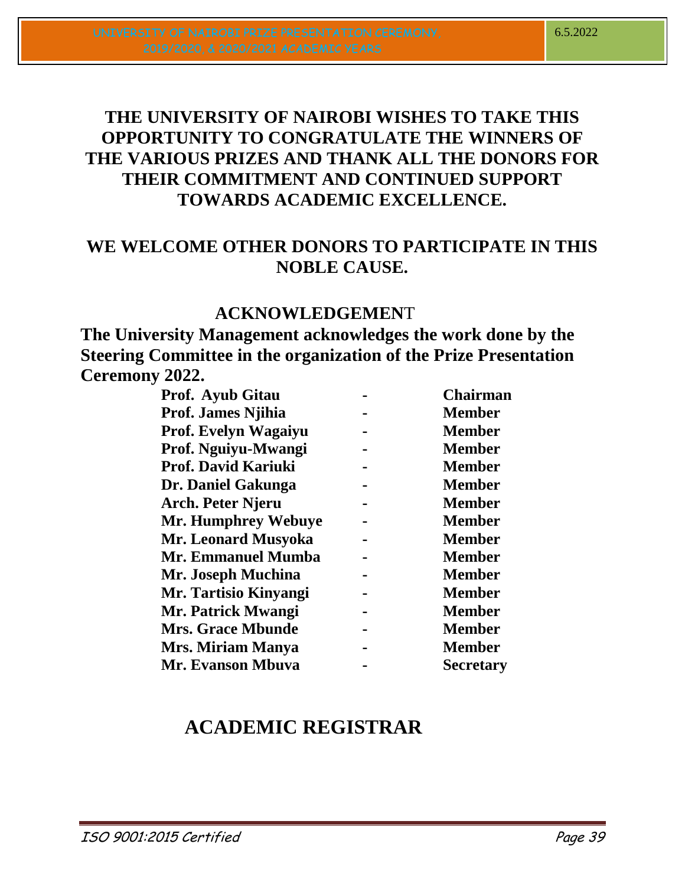**THE UNIVERSITY OF NAIROBI WISHES TO TAKE THIS OPPORTUNITY TO CONGRATULATE THE WINNERS OF THE VARIOUS PRIZES AND THANK ALL THE DONORS FOR THEIR COMMITMENT AND CONTINUED SUPPORT TOWARDS ACADEMIC EXCELLENCE.**

**WE WELCOME OTHER DONORS TO PARTICIPATE IN THIS NOBLE CAUSE.**

## ACKNOWLEDGEMENT

**The University Management acknowledges the work done by the Steering Committee in the organization of the Prize Presentation Ceremony 2022.**

| | | |
|---|---|---|
| **Prof. Ayub Gitau** | - | **Chairman** |
| **Prof. James Njihia** | - | **Member** |
| **Prof. Evelyn Wagaiyu** | - | **Member** |
| **Prof. Nguiyu-Mwangi** | - | **Member** |
| **Prof. David Kariuki** | - | **Member** |
| **Dr. Daniel Gakunga** | - | **Member** |
| **Arch. Peter Njeru** | - | **Member** |
| **Mr. Humphrey Webuye** | - | **Member** |
| **Mr. Leonard Musyoka** | - | **Member** |
| **Mr. Emmanuel Mumba** | - | **Member** |
| **Mr. Joseph Muchina** | - | **Member** |
| **Mr. Tartisio Kinyangi** | - | **Member** |
| **Mr. Patrick Mwangi** | - | **Member** |
| **Mrs. Grace Mbunde** | - | **Member** |
| **Mrs. Miriam Manya** | - | **Member** |
| **Mr. Evanson Mbuva** | - | **Secretary** |

## ACADEMIC REGISTRAR